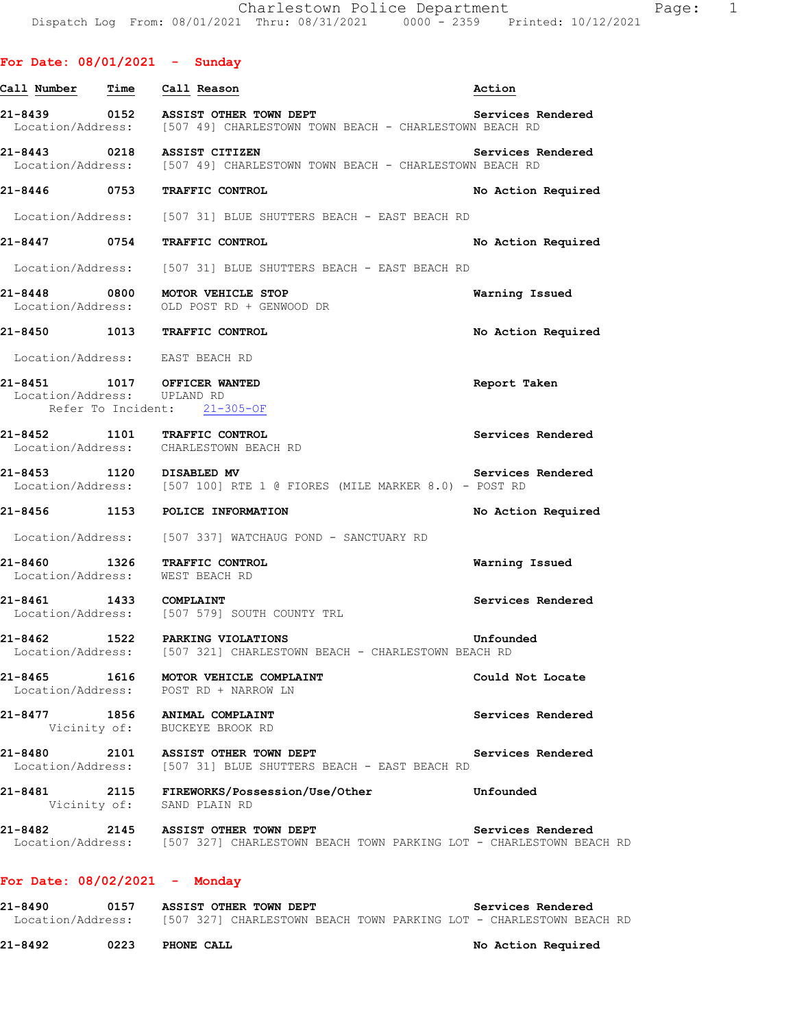Dispatch Log From: 08/01/2021 Thru: 08/31/2021 0000 - 2359 Printed: 10/12/2021

## For Date: 08/01/2021 - Sunday

| Call Number | Time | Call Reason | Action |
|---|---|---|---|
| 21-8439 | 0152 | ASSIST OTHER TOWN DEPT | Services Rendered |
| | Location/Address: | [507 49] CHARLESTOWN TOWN BEACH - CHARLESTOWN BEACH RD | |
| 21-8443 | 0218 | ASSIST CITIZEN | Services Rendered |
| | Location/Address: | [507 49] CHARLESTOWN TOWN BEACH - CHARLESTOWN BEACH RD | |
| 21-8446 | 0753 | TRAFFIC CONTROL | No Action Required |
| | Location/Address: | [507 31] BLUE SHUTTERS BEACH - EAST BEACH RD | |
| 21-8447 | 0754 | TRAFFIC CONTROL | No Action Required |
| | Location/Address: | [507 31] BLUE SHUTTERS BEACH - EAST BEACH RD | |
| 21-8448 | 0800 | MOTOR VEHICLE STOP | Warning Issued |
| | Location/Address: | OLD POST RD + GENWOOD DR | |
| 21-8450 | 1013 | TRAFFIC CONTROL | No Action Required |
| | Location/Address: | EAST BEACH RD | |
| 21-8451 | 1017 | OFFICER WANTED | Report Taken |
| | Location/Address: | UPLAND RD | |
| | Refer To Incident: | 21-305-OF | |
| 21-8452 | 1101 | TRAFFIC CONTROL | Services Rendered |
| | Location/Address: | CHARLESTOWN BEACH RD | |
| 21-8453 | 1120 | DISABLED MV | Services Rendered |
| | Location/Address: | [507 100] RTE 1 @ FIORES (MILE MARKER 8.0) - POST RD | |
| 21-8456 | 1153 | POLICE INFORMATION | No Action Required |
| | Location/Address: | [507 337] WATCHAUG POND - SANCTUARY RD | |
| 21-8460 | 1326 | TRAFFIC CONTROL | Warning Issued |
| | Location/Address: | WEST BEACH RD | |
| 21-8461 | 1433 | COMPLAINT | Services Rendered |
| | Location/Address: | [507 579] SOUTH COUNTY TRL | |
| 21-8462 | 1522 | PARKING VIOLATIONS | Unfounded |
| | Location/Address: | [507 321] CHARLESTOWN BEACH - CHARLESTOWN BEACH RD | |
| 21-8465 | 1616 | MOTOR VEHICLE COMPLAINT | Could Not Locate |
| | Location/Address: | POST RD + NARROW LN | |
| 21-8477 | 1856 | ANIMAL COMPLAINT | Services Rendered |
| | Vicinity of: | BUCKEYE BROOK RD | |
| 21-8480 | 2101 | ASSIST OTHER TOWN DEPT | Services Rendered |
| | Location/Address: | [507 31] BLUE SHUTTERS BEACH - EAST BEACH RD | |
| 21-8481 | 2115 | FIREWORKS/Possession/Use/Other | Unfounded |
| | Vicinity of: | SAND PLAIN RD | |
| 21-8482 | 2145 | ASSIST OTHER TOWN DEPT | Services Rendered |
| | Location/Address: | [507 327] CHARLESTOWN BEACH TOWN PARKING LOT - CHARLESTOWN BEACH RD | |

## For Date: 08/02/2021 - Monday

| Call Number | Time | Call Reason | Action |
|---|---|---|---|
| 21-8490 | 0157 | ASSIST OTHER TOWN DEPT | Services Rendered |
| | Location/Address: | [507 327] CHARLESTOWN BEACH TOWN PARKING LOT - CHARLESTOWN BEACH RD | |
| 21-8492 | 0223 | PHONE CALL | No Action Required |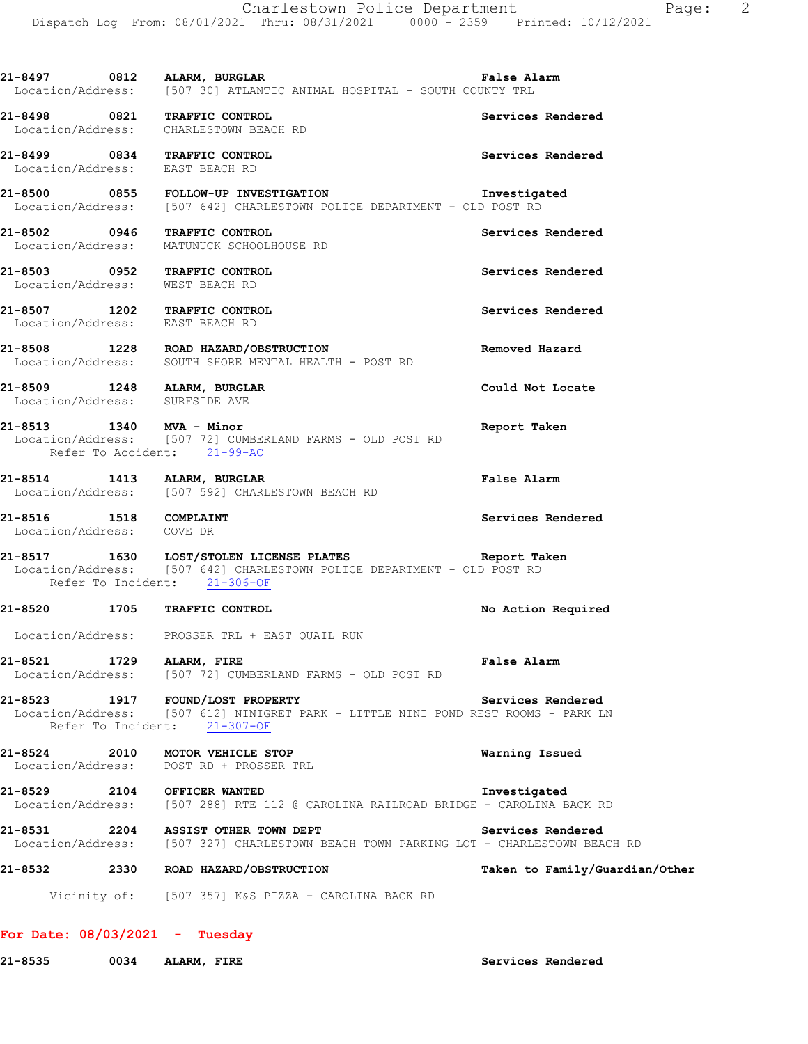**21-8497 0812 ALARM, BURGLAR** — **False Alarm**
Location/Address: [507 30] ATLANTIC ANIMAL HOSPITAL - SOUTH COUNTY TRL

**21-8498 0821 TRAFFIC CONTROL** — **Services Rendered**
Location/Address: CHARLESTOWN BEACH RD

**21-8499 0834 TRAFFIC CONTROL** — **Services Rendered**
Location/Address: EAST BEACH RD

**21-8500 0855 FOLLOW-UP INVESTIGATION** — **Investigated**
Location/Address: [507 642] CHARLESTOWN POLICE DEPARTMENT - OLD POST RD

**21-8502 0946 TRAFFIC CONTROL** — **Services Rendered**
Location/Address: MATUNUCK SCHOOLHOUSE RD

**21-8503 0952 TRAFFIC CONTROL** — **Services Rendered**
Location/Address: WEST BEACH RD

**21-8507 1202 TRAFFIC CONTROL** — **Services Rendered**
Location/Address: EAST BEACH RD

**21-8508 1228 ROAD HAZARD/OBSTRUCTION** — **Removed Hazard**
Location/Address: SOUTH SHORE MENTAL HEALTH - POST RD

**21-8509 1248 ALARM, BURGLAR** — **Could Not Locate**
Location/Address: SURFSIDE AVE

**21-8513 1340 MVA - Minor** — **Report Taken**
Location/Address: [507 72] CUMBERLAND FARMS - OLD POST RD
Refer To Accident: 21-99-AC

**21-8514 1413 ALARM, BURGLAR** — **False Alarm**
Location/Address: [507 592] CHARLESTOWN BEACH RD

**21-8516 1518 COMPLAINT** — **Services Rendered**
Location/Address: COVE DR

**21-8517 1630 LOST/STOLEN LICENSE PLATES** — **Report Taken**
Location/Address: [507 642] CHARLESTOWN POLICE DEPARTMENT - OLD POST RD
Refer To Incident: 21-306-OF

**21-8520 1705 TRAFFIC CONTROL** — **No Action Required**
Location/Address: PROSSER TRL + EAST QUAIL RUN

**21-8521 1729 ALARM, FIRE** — **False Alarm**
Location/Address: [507 72] CUMBERLAND FARMS - OLD POST RD

**21-8523 1917 FOUND/LOST PROPERTY** — **Services Rendered**
Location/Address: [507 612] NINIGRET PARK - LITTLE NINI POND REST ROOMS - PARK LN
Refer To Incident: 21-307-OF

**21-8524 2010 MOTOR VEHICLE STOP** — **Warning Issued**
Location/Address: POST RD + PROSSER TRL

**21-8529 2104 OFFICER WANTED** — **Investigated**
Location/Address: [507 288] RTE 112 @ CAROLINA RAILROAD BRIDGE - CAROLINA BACK RD

**21-8531 2204 ASSIST OTHER TOWN DEPT** — **Services Rendered**
Location/Address: [507 327] CHARLESTOWN BEACH TOWN PARKING LOT - CHARLESTOWN BEACH RD

**21-8532 2330 ROAD HAZARD/OBSTRUCTION** — **Taken to Family/Guardian/Other**
Vicinity of: [507 357] K&S PIZZA - CAROLINA BACK RD

## For Date: 08/03/2021 - Tuesday

**21-8535 0034 ALARM, FIRE** — **Services Rendered**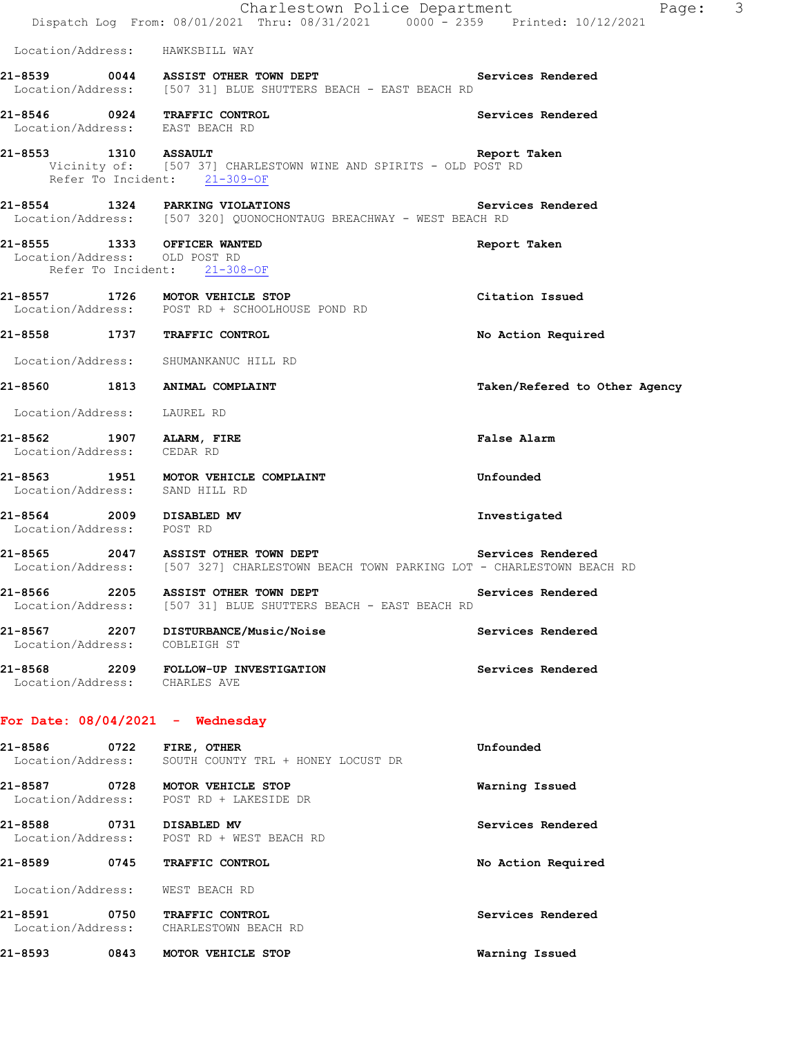Location/Address: HAWKSBILL WAY

**21-8539 0044 ASSIST OTHER TOWN DEPT** — Services Rendered
Location/Address: [507 31] BLUE SHUTTERS BEACH - EAST BEACH RD

**21-8546 0924 TRAFFIC CONTROL** — Services Rendered
Location/Address: EAST BEACH RD

**21-8553 1310 ASSAULT** — Report Taken
Vicinity of: [507 37] CHARLESTOWN WINE AND SPIRITS - OLD POST RD
Refer To Incident: 21-309-OF

**21-8554 1324 PARKING VIOLATIONS** — Services Rendered
Location/Address: [507 320] QUONOCHONTAUG BREACHWAY - WEST BEACH RD

**21-8555 1333 OFFICER WANTED** — Report Taken
Location/Address: OLD POST RD
Refer To Incident: 21-308-OF

**21-8557 1726 MOTOR VEHICLE STOP** — Citation Issued
Location/Address: POST RD + SCHOOLHOUSE POND RD

**21-8558 1737 TRAFFIC CONTROL** — No Action Required
Location/Address: SHUMANKANUC HILL RD

**21-8560 1813 ANIMAL COMPLAINT** — Taken/Refered to Other Agency
Location/Address: LAUREL RD

**21-8562 1907 ALARM, FIRE** — False Alarm
Location/Address: CEDAR RD

**21-8563 1951 MOTOR VEHICLE COMPLAINT** — Unfounded
Location/Address: SAND HILL RD

**21-8564 2009 DISABLED MV** — Investigated
Location/Address: POST RD

**21-8565 2047 ASSIST OTHER TOWN DEPT** — Services Rendered
Location/Address: [507 327] CHARLESTOWN BEACH TOWN PARKING LOT - CHARLESTOWN BEACH RD

**21-8566 2205 ASSIST OTHER TOWN DEPT** — Services Rendered
Location/Address: [507 31] BLUE SHUTTERS BEACH - EAST BEACH RD

**21-8567 2207 DISTURBANCE/Music/Noise** — Services Rendered
Location/Address: COBLEIGH ST

**21-8568 2209 FOLLOW-UP INVESTIGATION** — Services Rendered
Location/Address: CHARLES AVE

## For Date: 08/04/2021 - Wednesday

**21-8586 0722 FIRE, OTHER** — Unfounded
Location/Address: SOUTH COUNTY TRL + HONEY LOCUST DR

**21-8587 0728 MOTOR VEHICLE STOP** — Warning Issued
Location/Address: POST RD + LAKESIDE DR

**21-8588 0731 DISABLED MV** — Services Rendered
Location/Address: POST RD + WEST BEACH RD

**21-8589 0745 TRAFFIC CONTROL** — No Action Required
Location/Address: WEST BEACH RD

**21-8591 0750 TRAFFIC CONTROL** — Services Rendered
Location/Address: CHARLESTOWN BEACH RD

**21-8593 0843 MOTOR VEHICLE STOP** — Warning Issued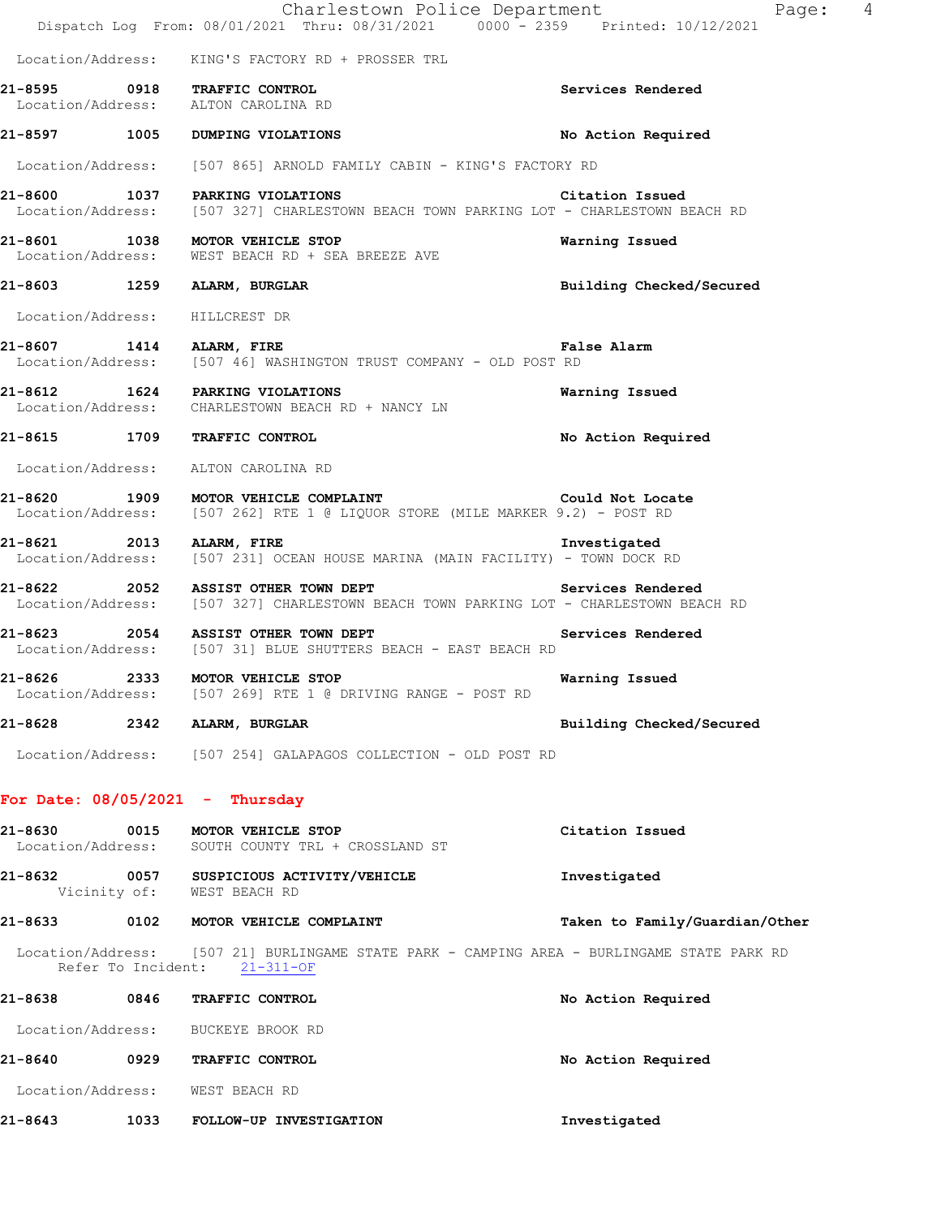Location/Address: KING'S FACTORY RD + PROSSER TRL

**21-8595 0918 TRAFFIC CONTROL** — **Services Rendered**
Location/Address: ALTON CAROLINA RD

**21-8597 1005 DUMPING VIOLATIONS** — **No Action Required**
Location/Address: [507 865] ARNOLD FAMILY CABIN - KING'S FACTORY RD

**21-8600 1037 PARKING VIOLATIONS** — **Citation Issued**
Location/Address: [507 327] CHARLESTOWN BEACH TOWN PARKING LOT - CHARLESTOWN BEACH RD

**21-8601 1038 MOTOR VEHICLE STOP** — **Warning Issued**
Location/Address: WEST BEACH RD + SEA BREEZE AVE

**21-8603 1259 ALARM, BURGLAR** — **Building Checked/Secured**
Location/Address: HILLCREST DR

**21-8607 1414 ALARM, FIRE** — **False Alarm**
Location/Address: [507 46] WASHINGTON TRUST COMPANY - OLD POST RD

**21-8612 1624 PARKING VIOLATIONS** — **Warning Issued**
Location/Address: CHARLESTOWN BEACH RD + NANCY LN

**21-8615 1709 TRAFFIC CONTROL** — **No Action Required**
Location/Address: ALTON CAROLINA RD

**21-8620 1909 MOTOR VEHICLE COMPLAINT** — **Could Not Locate**
Location/Address: [507 262] RTE 1 @ LIQUOR STORE (MILE MARKER 9.2) - POST RD

**21-8621 2013 ALARM, FIRE** — **Investigated**
Location/Address: [507 231] OCEAN HOUSE MARINA (MAIN FACILITY) - TOWN DOCK RD

**21-8622 2052 ASSIST OTHER TOWN DEPT** — **Services Rendered**
Location/Address: [507 327] CHARLESTOWN BEACH TOWN PARKING LOT - CHARLESTOWN BEACH RD

**21-8623 2054 ASSIST OTHER TOWN DEPT** — **Services Rendered**
Location/Address: [507 31] BLUE SHUTTERS BEACH - EAST BEACH RD

**21-8626 2333 MOTOR VEHICLE STOP** — **Warning Issued**
Location/Address: [507 269] RTE 1 @ DRIVING RANGE - POST RD

**21-8628 2342 ALARM, BURGLAR** — **Building Checked/Secured**
Location/Address: [507 254] GALAPAGOS COLLECTION - OLD POST RD

## For Date: 08/05/2021 - Thursday

**21-8630 0015 MOTOR VEHICLE STOP** — **Citation Issued**
Location/Address: SOUTH COUNTY TRL + CROSSLAND ST

**21-8632 0057 SUSPICIOUS ACTIVITY/VEHICLE** — **Investigated**
Vicinity of: WEST BEACH RD

**21-8633 0102 MOTOR VEHICLE COMPLAINT** — **Taken to Family/Guardian/Other**
Location/Address: [507 21] BURLINGAME STATE PARK - CAMPING AREA - BURLINGAME STATE PARK RD
Refer To Incident: 21-311-OF

**21-8638 0846 TRAFFIC CONTROL** — **No Action Required**
Location/Address: BUCKEYE BROOK RD

**21-8640 0929 TRAFFIC CONTROL** — **No Action Required**
Location/Address: WEST BEACH RD

**21-8643 1033 FOLLOW-UP INVESTIGATION** — **Investigated**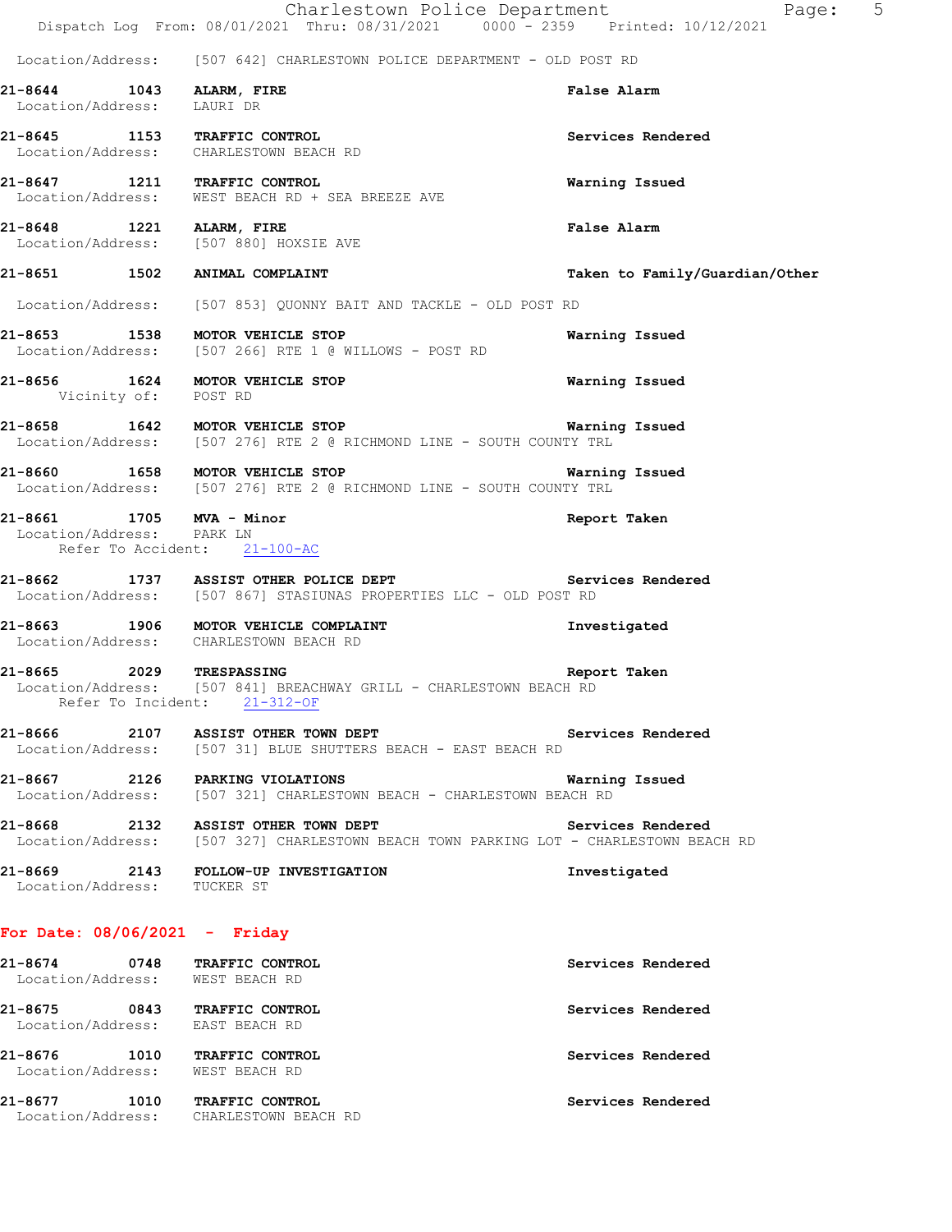Location/Address: [507 642] CHARLESTOWN POLICE DEPARTMENT - OLD POST RD

**21-8644 1043 ALARM, FIRE** **False Alarm**
Location/Address: LAURI DR

**21-8645 1153 TRAFFIC CONTROL** **Services Rendered**
Location/Address: CHARLESTOWN BEACH RD

**21-8647 1211 TRAFFIC CONTROL** **Warning Issued**
Location/Address: WEST BEACH RD + SEA BREEZE AVE

**21-8648 1221 ALARM, FIRE** **False Alarm**
Location/Address: [507 880] HOXSIE AVE

**21-8651 1502 ANIMAL COMPLAINT** **Taken to Family/Guardian/Other**
Location/Address: [507 853] QUONNY BAIT AND TACKLE - OLD POST RD

**21-8653 1538 MOTOR VEHICLE STOP** **Warning Issued**
Location/Address: [507 266] RTE 1 @ WILLOWS - POST RD

**21-8656 1624 MOTOR VEHICLE STOP** **Warning Issued**
Vicinity of: POST RD

**21-8658 1642 MOTOR VEHICLE STOP** **Warning Issued**
Location/Address: [507 276] RTE 2 @ RICHMOND LINE - SOUTH COUNTY TRL

**21-8660 1658 MOTOR VEHICLE STOP** **Warning Issued**
Location/Address: [507 276] RTE 2 @ RICHMOND LINE - SOUTH COUNTY TRL

**21-8661 1705 MVA - Minor** **Report Taken**
Location/Address: PARK LN
Refer To Accident: 21-100-AC

**21-8662 1737 ASSIST OTHER POLICE DEPT** **Services Rendered**
Location/Address: [507 867] STASIUNAS PROPERTIES LLC - OLD POST RD

**21-8663 1906 MOTOR VEHICLE COMPLAINT** **Investigated**
Location/Address: CHARLESTOWN BEACH RD

**21-8665 2029 TRESPASSING** **Report Taken**
Location/Address: [507 841] BREACHWAY GRILL - CHARLESTOWN BEACH RD
Refer To Incident: 21-312-OF

**21-8666 2107 ASSIST OTHER TOWN DEPT** **Services Rendered**
Location/Address: [507 31] BLUE SHUTTERS BEACH - EAST BEACH RD

**21-8667 2126 PARKING VIOLATIONS** **Warning Issued**
Location/Address: [507 321] CHARLESTOWN BEACH - CHARLESTOWN BEACH RD

**21-8668 2132 ASSIST OTHER TOWN DEPT** **Services Rendered**
Location/Address: [507 327] CHARLESTOWN BEACH TOWN PARKING LOT - CHARLESTOWN BEACH RD

**21-8669 2143 FOLLOW-UP INVESTIGATION** **Investigated**
Location/Address: TUCKER ST

## For Date: 08/06/2021 - Friday

**21-8674 0748 TRAFFIC CONTROL** **Services Rendered**
Location/Address: WEST BEACH RD

**21-8675 0843 TRAFFIC CONTROL** **Services Rendered**
Location/Address: EAST BEACH RD

**21-8676 1010 TRAFFIC CONTROL** **Services Rendered**
Location/Address: WEST BEACH RD

**21-8677 1010 TRAFFIC CONTROL** **Services Rendered**
Location/Address: CHARLESTOWN BEACH RD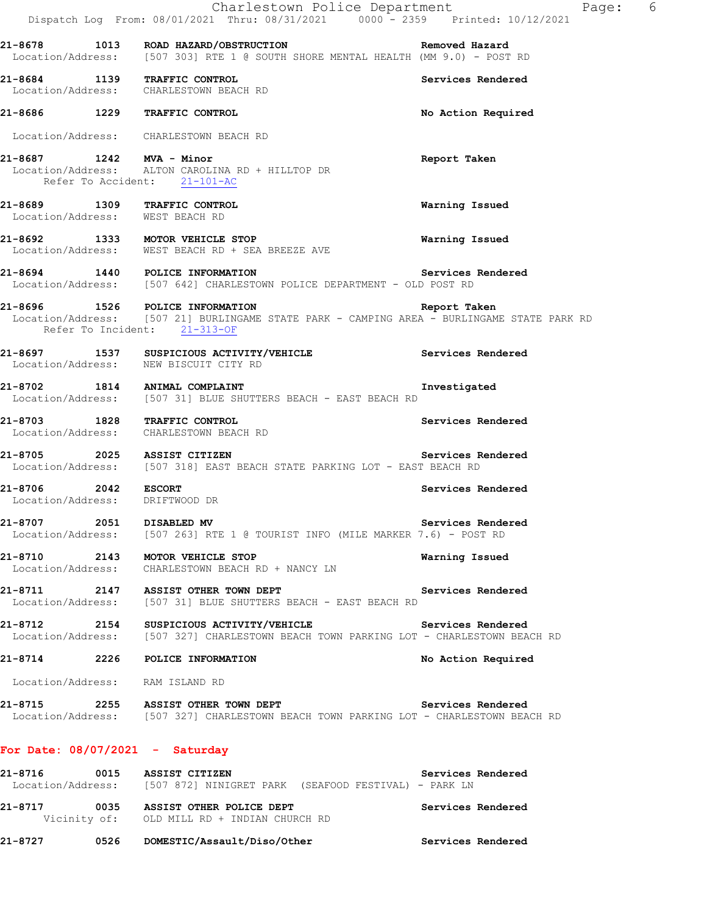21-8678 1013 **ROAD HAZARD/OBSTRUCTION** **Removed Hazard**
Location/Address: [507 303] RTE 1 @ SOUTH SHORE MENTAL HEALTH (MM 9.0) - POST RD

21-8684 1139 **TRAFFIC CONTROL** **Services Rendered**
Location/Address: CHARLESTOWN BEACH RD

21-8686 1229 **TRAFFIC CONTROL** **No Action Required**
Location/Address: CHARLESTOWN BEACH RD

21-8687 1242 **MVA - Minor** **Report Taken**
Location/Address: ALTON CAROLINA RD + HILLTOP DR
Refer To Accident: 21-101-AC

21-8689 1309 **TRAFFIC CONTROL** **Warning Issued**
Location/Address: WEST BEACH RD

21-8692 1333 **MOTOR VEHICLE STOP** **Warning Issued**
Location/Address: WEST BEACH RD + SEA BREEZE AVE

21-8694 1440 **POLICE INFORMATION** **Services Rendered**
Location/Address: [507 642] CHARLESTOWN POLICE DEPARTMENT - OLD POST RD

21-8696 1526 **POLICE INFORMATION** **Report Taken**
Location/Address: [507 21] BURLINGAME STATE PARK - CAMPING AREA - BURLINGAME STATE PARK RD
Refer To Incident: 21-313-OF

21-8697 1537 **SUSPICIOUS ACTIVITY/VEHICLE** **Services Rendered**
Location/Address: NEW BISCUIT CITY RD

21-8702 1814 **ANIMAL COMPLAINT** **Investigated**
Location/Address: [507 31] BLUE SHUTTERS BEACH - EAST BEACH RD

21-8703 1828 **TRAFFIC CONTROL** **Services Rendered**
Location/Address: CHARLESTOWN BEACH RD

21-8705 2025 **ASSIST CITIZEN** **Services Rendered**
Location/Address: [507 318] EAST BEACH STATE PARKING LOT - EAST BEACH RD

21-8706 2042 **ESCORT** **Services Rendered**
Location/Address: DRIFTWOOD DR

21-8707 2051 **DISABLED MV** **Services Rendered**
Location/Address: [507 263] RTE 1 @ TOURIST INFO (MILE MARKER 7.6) - POST RD

21-8710 2143 **MOTOR VEHICLE STOP** **Warning Issued**
Location/Address: CHARLESTOWN BEACH RD + NANCY LN

21-8711 2147 **ASSIST OTHER TOWN DEPT** **Services Rendered**
Location/Address: [507 31] BLUE SHUTTERS BEACH - EAST BEACH RD

21-8712 2154 **SUSPICIOUS ACTIVITY/VEHICLE** **Services Rendered**
Location/Address: [507 327] CHARLESTOWN BEACH TOWN PARKING LOT - CHARLESTOWN BEACH RD

21-8714 2226 **POLICE INFORMATION** **No Action Required**
Location/Address: RAM ISLAND RD

21-8715 2255 **ASSIST OTHER TOWN DEPT** **Services Rendered**
Location/Address: [507 327] CHARLESTOWN BEACH TOWN PARKING LOT - CHARLESTOWN BEACH RD

## For Date: 08/07/2021 - Saturday

21-8716 0015 **ASSIST CITIZEN** **Services Rendered**
Location/Address: [507 872] NINIGRET PARK (SEAFOOD FESTIVAL) - PARK LN

21-8717 0035 **ASSIST OTHER POLICE DEPT** **Services Rendered**
Vicinity of: OLD MILL RD + INDIAN CHURCH RD

21-8727 0526 **DOMESTIC/Assault/Diso/Other** **Services Rendered**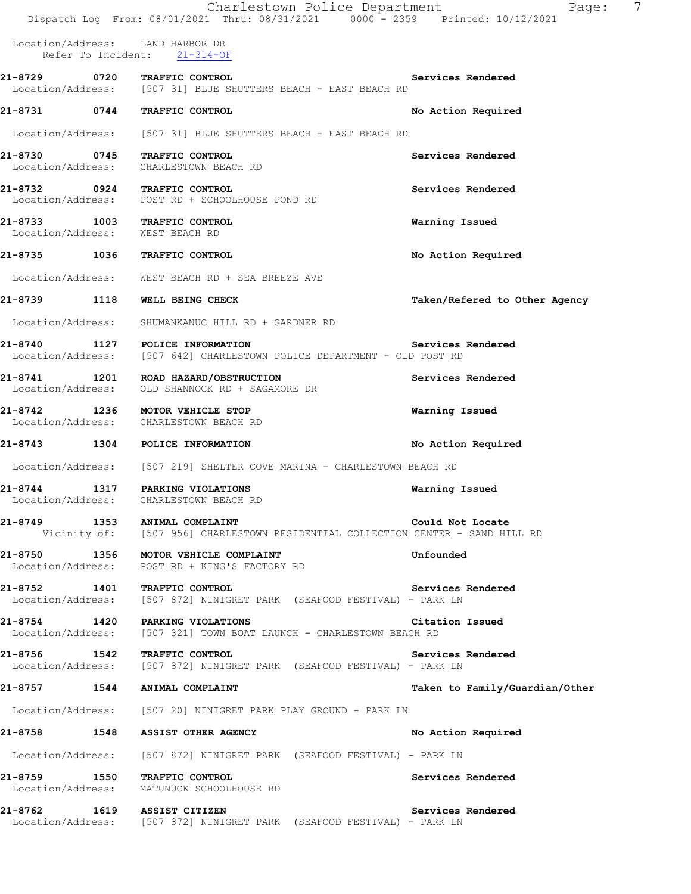Location/Address: LAND HARBOR DR
Refer To Incident: 21-314-OF

**21-8729 0720 TRAFFIC CONTROL** — Services Rendered
Location/Address: [507 31] BLUE SHUTTERS BEACH - EAST BEACH RD

**21-8731 0744 TRAFFIC CONTROL** — No Action Required
Location/Address: [507 31] BLUE SHUTTERS BEACH - EAST BEACH RD

**21-8730 0745 TRAFFIC CONTROL** — Services Rendered
Location/Address: CHARLESTOWN BEACH RD

**21-8732 0924 TRAFFIC CONTROL** — Services Rendered
Location/Address: POST RD + SCHOOLHOUSE POND RD

**21-8733 1003 TRAFFIC CONTROL** — Warning Issued
Location/Address: WEST BEACH RD

**21-8735 1036 TRAFFIC CONTROL** — No Action Required
Location/Address: WEST BEACH RD + SEA BREEZE AVE

**21-8739 1118 WELL BEING CHECK** — Taken/Refered to Other Agency
Location/Address: SHUMANKANUC HILL RD + GARDNER RD

**21-8740 1127 POLICE INFORMATION** — Services Rendered
Location/Address: [507 642] CHARLESTOWN POLICE DEPARTMENT - OLD POST RD

**21-8741 1201 ROAD HAZARD/OBSTRUCTION** — Services Rendered
Location/Address: OLD SHANNOCK RD + SAGAMORE DR

**21-8742 1236 MOTOR VEHICLE STOP** — Warning Issued
Location/Address: CHARLESTOWN BEACH RD

**21-8743 1304 POLICE INFORMATION** — No Action Required
Location/Address: [507 219] SHELTER COVE MARINA - CHARLESTOWN BEACH RD

**21-8744 1317 PARKING VIOLATIONS** — Warning Issued
Location/Address: CHARLESTOWN BEACH RD

**21-8749 1353 ANIMAL COMPLAINT** — Could Not Locate
Vicinity of: [507 956] CHARLESTOWN RESIDENTIAL COLLECTION CENTER - SAND HILL RD

**21-8750 1356 MOTOR VEHICLE COMPLAINT** — Unfounded
Location/Address: POST RD + KING'S FACTORY RD

**21-8752 1401 TRAFFIC CONTROL** — Services Rendered
Location/Address: [507 872] NINIGRET PARK (SEAFOOD FESTIVAL) - PARK LN

**21-8754 1420 PARKING VIOLATIONS** — Citation Issued
Location/Address: [507 321] TOWN BOAT LAUNCH - CHARLESTOWN BEACH RD

**21-8756 1542 TRAFFIC CONTROL** — Services Rendered
Location/Address: [507 872] NINIGRET PARK (SEAFOOD FESTIVAL) - PARK LN

**21-8757 1544 ANIMAL COMPLAINT** — Taken to Family/Guardian/Other
Location/Address: [507 20] NINIGRET PARK PLAY GROUND - PARK LN

**21-8758 1548 ASSIST OTHER AGENCY** — No Action Required
Location/Address: [507 872] NINIGRET PARK (SEAFOOD FESTIVAL) - PARK LN

**21-8759 1550 TRAFFIC CONTROL** — Services Rendered
Location/Address: MATUNUCK SCHOOLHOUSE RD

**21-8762 1619 ASSIST CITIZEN** — Services Rendered
Location/Address: [507 872] NINIGRET PARK (SEAFOOD FESTIVAL) - PARK LN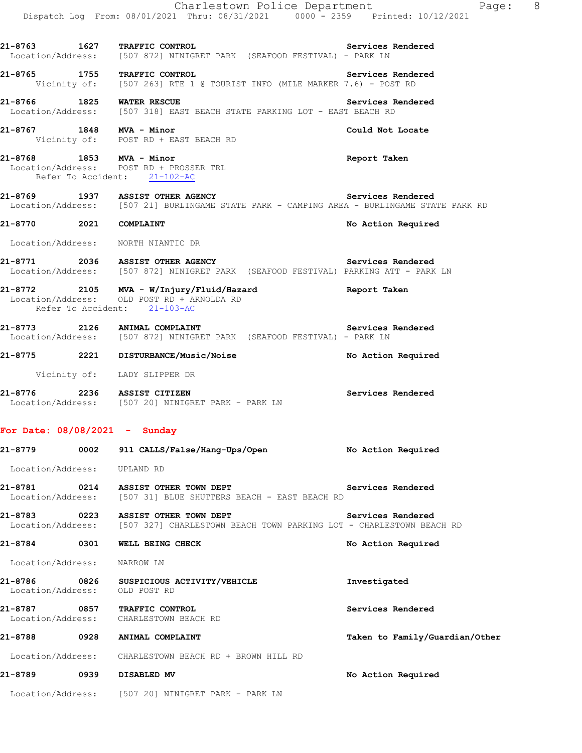21-8763 1627 **TRAFFIC CONTROL** Services Rendered
Location/Address: [507 872] NINIGRET PARK (SEAFOOD FESTIVAL) - PARK LN

21-8765 1755 **TRAFFIC CONTROL** Services Rendered
Vicinity of: [507 263] RTE 1 @ TOURIST INFO (MILE MARKER 7.6) - POST RD

21-8766 1825 **WATER RESCUE** Services Rendered
Location/Address: [507 318] EAST BEACH STATE PARKING LOT - EAST BEACH RD

21-8767 1848 **MVA - Minor** Could Not Locate
Vicinity of: POST RD + EAST BEACH RD

21-8768 1853 **MVA - Minor** Report Taken
Location/Address: POST RD + PROSSER TRL
Refer To Accident: 21-102-AC

21-8769 1937 **ASSIST OTHER AGENCY** Services Rendered
Location/Address: [507 21] BURLINGAME STATE PARK - CAMPING AREA - BURLINGAME STATE PARK RD

21-8770 2021 **COMPLAINT** No Action Required
Location/Address: NORTH NIANTIC DR

21-8771 2036 **ASSIST OTHER AGENCY** Services Rendered
Location/Address: [507 872] NINIGRET PARK (SEAFOOD FESTIVAL) PARKING ATT - PARK LN

21-8772 2105 **MVA - W/Injury/Fluid/Hazard** Report Taken
Location/Address: OLD POST RD + ARNOLDA RD
Refer To Accident: 21-103-AC

21-8773 2126 **ANIMAL COMPLAINT** Services Rendered
Location/Address: [507 872] NINIGRET PARK (SEAFOOD FESTIVAL) - PARK LN

21-8775 2221 **DISTURBANCE/Music/Noise** No Action Required
Vicinity of: LADY SLIPPER DR

21-8776 2236 **ASSIST CITIZEN** Services Rendered
Location/Address: [507 20] NINIGRET PARK - PARK LN

**For Date: 08/08/2021 - Sunday**

21-8779 0002 **911 CALLS/False/Hang-Ups/Open** No Action Required
Location/Address: UPLAND RD

21-8781 0214 **ASSIST OTHER TOWN DEPT** Services Rendered
Location/Address: [507 31] BLUE SHUTTERS BEACH - EAST BEACH RD

21-8783 0223 **ASSIST OTHER TOWN DEPT** Services Rendered
Location/Address: [507 327] CHARLESTOWN BEACH TOWN PARKING LOT - CHARLESTOWN BEACH RD

21-8784 0301 **WELL BEING CHECK** No Action Required
Location/Address: NARROW LN

21-8786 0826 **SUSPICIOUS ACTIVITY/VEHICLE** Investigated
Location/Address: OLD POST RD

21-8787 0857 **TRAFFIC CONTROL** Services Rendered
Location/Address: CHARLESTOWN BEACH RD

21-8788 0928 **ANIMAL COMPLAINT** Taken to Family/Guardian/Other
Location/Address: CHARLESTOWN BEACH RD + BROWN HILL RD

21-8789 0939 **DISABLED MV** No Action Required
Location/Address: [507 20] NINIGRET PARK - PARK LN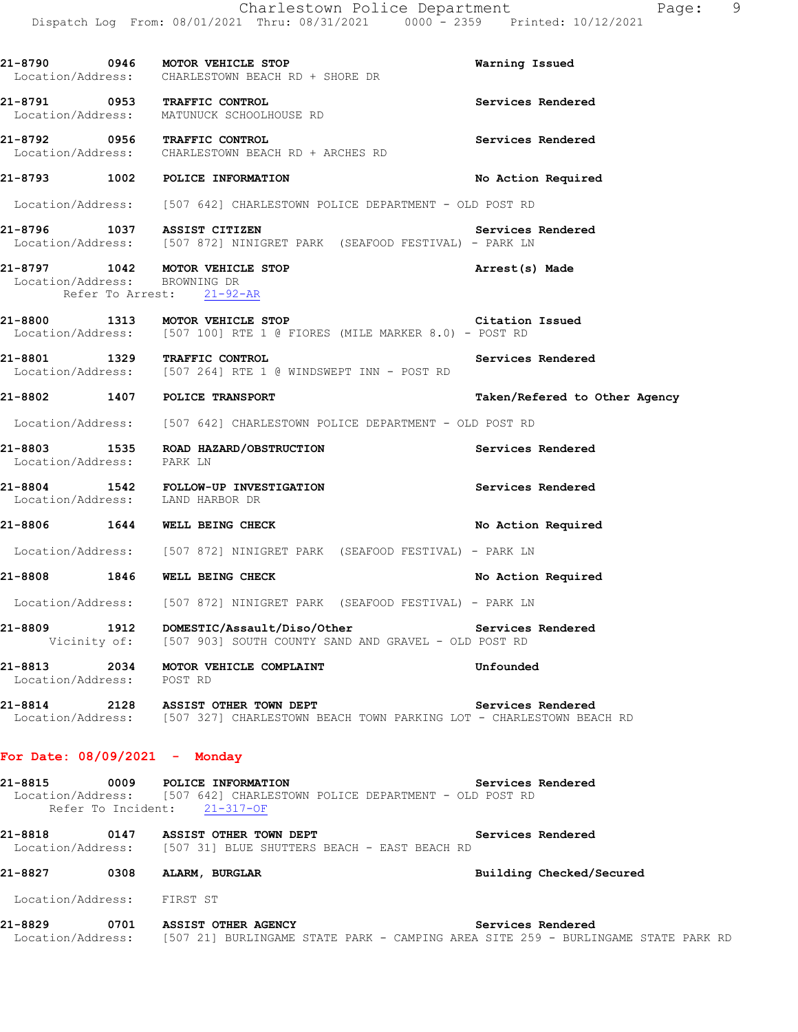21-8790 0946 **MOTOR VEHICLE STOP** **Warning Issued**
Location/Address: CHARLESTOWN BEACH RD + SHORE DR

21-8791 0953 **TRAFFIC CONTROL** **Services Rendered**
Location/Address: MATUNUCK SCHOOLHOUSE RD

21-8792 0956 **TRAFFIC CONTROL** **Services Rendered**
Location/Address: CHARLESTOWN BEACH RD + ARCHES RD

21-8793 1002 **POLICE INFORMATION** **No Action Required**
Location/Address: [507 642] CHARLESTOWN POLICE DEPARTMENT - OLD POST RD

21-8796 1037 **ASSIST CITIZEN** **Services Rendered**
Location/Address: [507 872] NINIGRET PARK (SEAFOOD FESTIVAL) - PARK LN

21-8797 1042 **MOTOR VEHICLE STOP** **Arrest(s) Made**
Location/Address: BROWNING DR
Refer To Arrest: 21-92-AR

21-8800 1313 **MOTOR VEHICLE STOP** **Citation Issued**
Location/Address: [507 100] RTE 1 @ FIORES (MILE MARKER 8.0) - POST RD

21-8801 1329 **TRAFFIC CONTROL** **Services Rendered**
Location/Address: [507 264] RTE 1 @ WINDSWEPT INN - POST RD

21-8802 1407 **POLICE TRANSPORT** **Taken/Refered to Other Agency**
Location/Address: [507 642] CHARLESTOWN POLICE DEPARTMENT - OLD POST RD

21-8803 1535 **ROAD HAZARD/OBSTRUCTION** **Services Rendered**
Location/Address: PARK LN

21-8804 1542 **FOLLOW-UP INVESTIGATION** **Services Rendered**
Location/Address: LAND HARBOR DR

21-8806 1644 **WELL BEING CHECK** **No Action Required**
Location/Address: [507 872] NINIGRET PARK (SEAFOOD FESTIVAL) - PARK LN

21-8808 1846 **WELL BEING CHECK** **No Action Required**
Location/Address: [507 872] NINIGRET PARK (SEAFOOD FESTIVAL) - PARK LN

21-8809 1912 **DOMESTIC/Assault/Diso/Other** **Services Rendered**
Vicinity of: [507 903] SOUTH COUNTY SAND AND GRAVEL - OLD POST RD

21-8813 2034 **MOTOR VEHICLE COMPLAINT** **Unfounded**
Location/Address: POST RD

21-8814 2128 **ASSIST OTHER TOWN DEPT** **Services Rendered**
Location/Address: [507 327] CHARLESTOWN BEACH TOWN PARKING LOT - CHARLESTOWN BEACH RD

## For Date: 08/09/2021 - Monday

21-8815 0009 **POLICE INFORMATION** **Services Rendered**
Location/Address: [507 642] CHARLESTOWN POLICE DEPARTMENT - OLD POST RD
Refer To Incident: 21-317-OF

21-8818 0147 **ASSIST OTHER TOWN DEPT** **Services Rendered**
Location/Address: [507 31] BLUE SHUTTERS BEACH - EAST BEACH RD

21-8827 0308 **ALARM, BURGLAR** **Building Checked/Secured**
Location/Address: FIRST ST

21-8829 0701 **ASSIST OTHER AGENCY** **Services Rendered**
Location/Address: [507 21] BURLINGAME STATE PARK - CAMPING AREA SITE 259 - BURLINGAME STATE PARK RD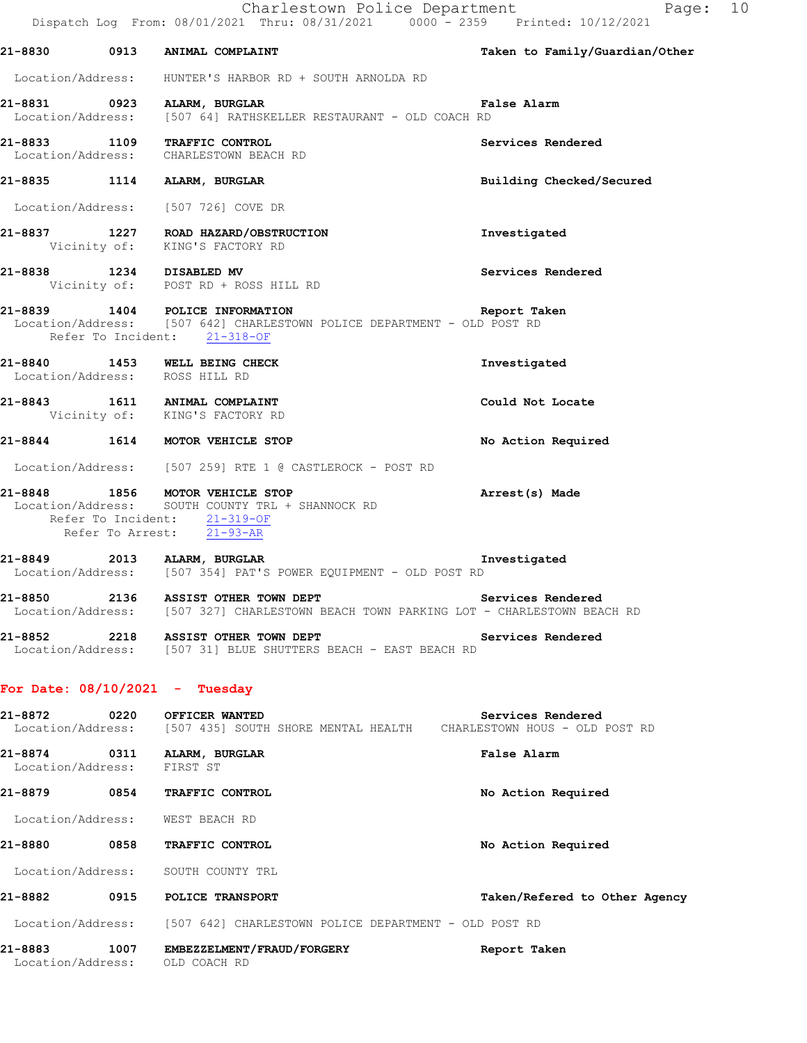21-8830 0913 **ANIMAL COMPLAINT** **Taken to Family/Guardian/Other**
Location/Address: HUNTER'S HARBOR RD + SOUTH ARNOLDA RD

21-8831 0923 **ALARM, BURGLAR** **False Alarm**
Location/Address: [507 64] RATHSKELLER RESTAURANT - OLD COACH RD

21-8833 1109 **TRAFFIC CONTROL** **Services Rendered**
Location/Address: CHARLESTOWN BEACH RD

21-8835 1114 **ALARM, BURGLAR** **Building Checked/Secured**
Location/Address: [507 726] COVE DR

21-8837 1227 **ROAD HAZARD/OBSTRUCTION** **Investigated**
Vicinity of: KING'S FACTORY RD

21-8838 1234 **DISABLED MV** **Services Rendered**
Vicinity of: POST RD + ROSS HILL RD

21-8839 1404 **POLICE INFORMATION** **Report Taken**
Location/Address: [507 642] CHARLESTOWN POLICE DEPARTMENT - OLD POST RD
Refer To Incident: 21-318-OF

21-8840 1453 **WELL BEING CHECK** **Investigated**
Location/Address: ROSS HILL RD

21-8843 1611 **ANIMAL COMPLAINT** **Could Not Locate**
Vicinity of: KING'S FACTORY RD

21-8844 1614 **MOTOR VEHICLE STOP** **No Action Required**
Location/Address: [507 259] RTE 1 @ CASTLEROCK - POST RD

21-8848 1856 **MOTOR VEHICLE STOP** **Arrest(s) Made**
Location/Address: SOUTH COUNTY TRL + SHANNOCK RD
Refer To Incident: 21-319-OF
Refer To Arrest: 21-93-AR

21-8849 2013 **ALARM, BURGLAR** **Investigated**
Location/Address: [507 354] PAT'S POWER EQUIPMENT - OLD POST RD

21-8850 2136 **ASSIST OTHER TOWN DEPT** **Services Rendered**
Location/Address: [507 327] CHARLESTOWN BEACH TOWN PARKING LOT - CHARLESTOWN BEACH RD

21-8852 2218 **ASSIST OTHER TOWN DEPT** **Services Rendered**
Location/Address: [507 31] BLUE SHUTTERS BEACH - EAST BEACH RD

## For Date: 08/10/2021 - Tuesday

21-8872 0220 **OFFICER WANTED** **Services Rendered**
Location/Address: [507 435] SOUTH SHORE MENTAL HEALTH CHARLESTOWN HOUS - OLD POST RD

21-8874 0311 **ALARM, BURGLAR** **False Alarm**
Location/Address: FIRST ST

21-8879 0854 **TRAFFIC CONTROL** **No Action Required**
Location/Address: WEST BEACH RD

21-8880 0858 **TRAFFIC CONTROL** **No Action Required**
Location/Address: SOUTH COUNTY TRL

21-8882 0915 **POLICE TRANSPORT** **Taken/Refered to Other Agency**
Location/Address: [507 642] CHARLESTOWN POLICE DEPARTMENT - OLD POST RD

21-8883 1007 **EMBEZZELMENT/FRAUD/FORGERY** **Report Taken**
Location/Address: OLD COACH RD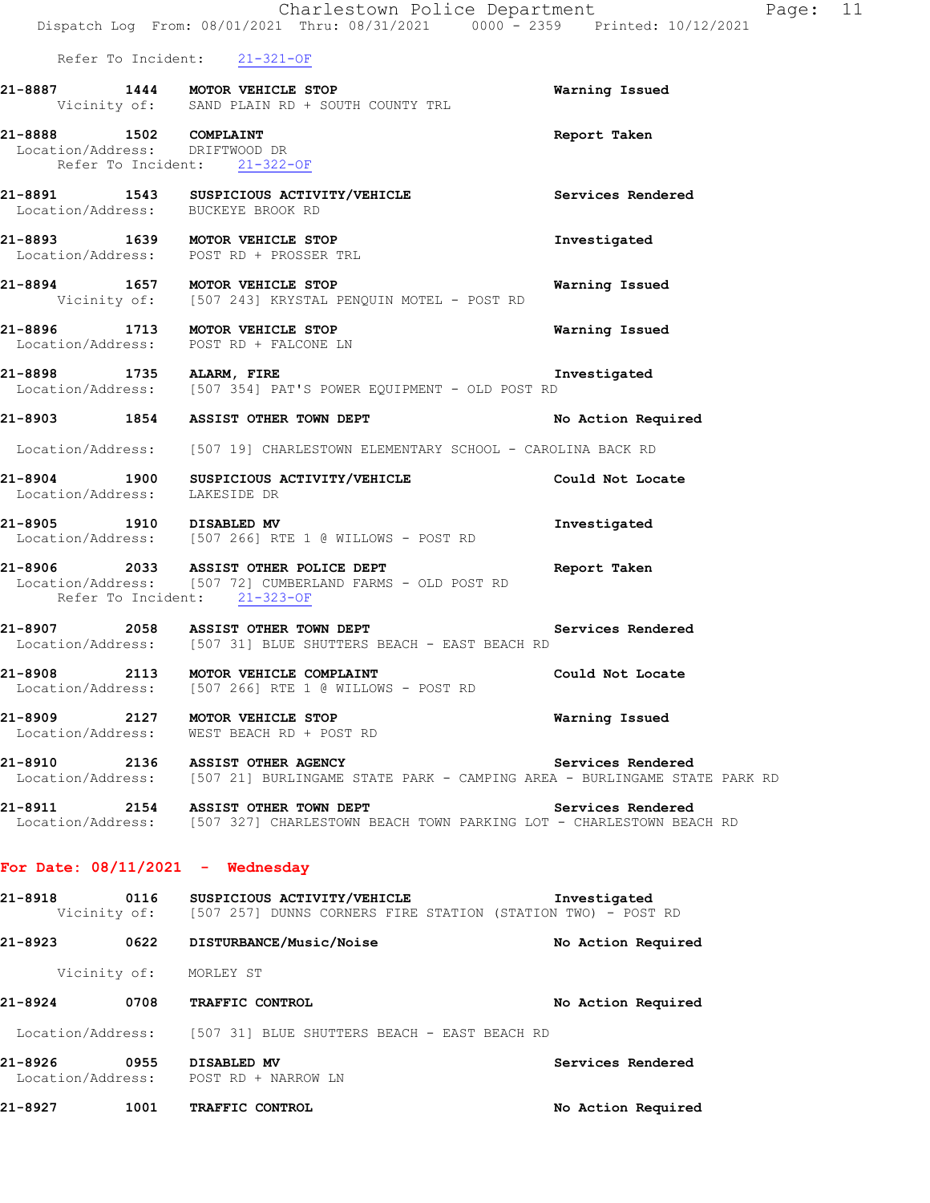Refer To Incident: 21-321-OF

**21-8887** 1444 **MOTOR VEHICLE STOP** Warning Issued
Vicinity of: SAND PLAIN RD + SOUTH COUNTY TRL

**21-8888** 1502 **COMPLAINT** Report Taken
Location/Address: DRIFTWOOD DR
Refer To Incident: 21-322-OF

**21-8891** 1543 **SUSPICIOUS ACTIVITY/VEHICLE** Services Rendered
Location/Address: BUCKEYE BROOK RD

**21-8893** 1639 **MOTOR VEHICLE STOP** Investigated
Location/Address: POST RD + PROSSER TRL

**21-8894** 1657 **MOTOR VEHICLE STOP** Warning Issued
Vicinity of: [507 243] KRYSTAL PENQUIN MOTEL - POST RD

**21-8896** 1713 **MOTOR VEHICLE STOP** Warning Issued
Location/Address: POST RD + FALCONE LN

**21-8898** 1735 **ALARM, FIRE** Investigated
Location/Address: [507 354] PAT'S POWER EQUIPMENT - OLD POST RD

**21-8903** 1854 **ASSIST OTHER TOWN DEPT** No Action Required
Location/Address: [507 19] CHARLESTOWN ELEMENTARY SCHOOL - CAROLINA BACK RD

**21-8904** 1900 **SUSPICIOUS ACTIVITY/VEHICLE** Could Not Locate
Location/Address: LAKESIDE DR

**21-8905** 1910 **DISABLED MV** Investigated
Location/Address: [507 266] RTE 1 @ WILLOWS - POST RD

**21-8906** 2033 **ASSIST OTHER POLICE DEPT** Report Taken
Location/Address: [507 72] CUMBERLAND FARMS - OLD POST RD
Refer To Incident: 21-323-OF

**21-8907** 2058 **ASSIST OTHER TOWN DEPT** Services Rendered
Location/Address: [507 31] BLUE SHUTTERS BEACH - EAST BEACH RD

**21-8908** 2113 **MOTOR VEHICLE COMPLAINT** Could Not Locate
Location/Address: [507 266] RTE 1 @ WILLOWS - POST RD

**21-8909** 2127 **MOTOR VEHICLE STOP** Warning Issued
Location/Address: WEST BEACH RD + POST RD

**21-8910** 2136 **ASSIST OTHER AGENCY** Services Rendered
Location/Address: [507 21] BURLINGAME STATE PARK - CAMPING AREA - BURLINGAME STATE PARK RD

**21-8911** 2154 **ASSIST OTHER TOWN DEPT** Services Rendered
Location/Address: [507 327] CHARLESTOWN BEACH TOWN PARKING LOT - CHARLESTOWN BEACH RD

## For Date: 08/11/2021 - Wednesday

**21-8918** 0116 **SUSPICIOUS ACTIVITY/VEHICLE** Investigated
Vicinity of: [507 257] DUNNS CORNERS FIRE STATION (STATION TWO) - POST RD

**21-8923** 0622 **DISTURBANCE/Music/Noise** No Action Required
Vicinity of: MORLEY ST

**21-8924** 0708 **TRAFFIC CONTROL** No Action Required
Location/Address: [507 31] BLUE SHUTTERS BEACH - EAST BEACH RD

**21-8926** 0955 **DISABLED MV** Services Rendered
Location/Address: POST RD + NARROW LN

**21-8927** 1001 **TRAFFIC CONTROL** No Action Required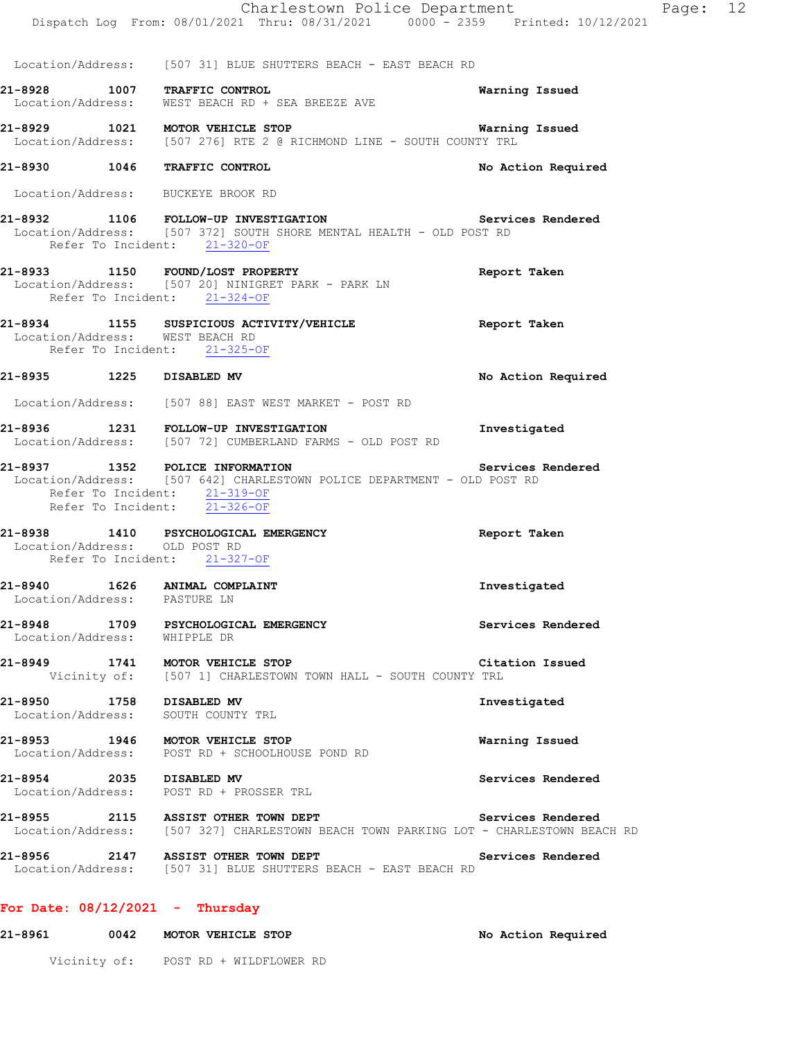Location/Address: [507 31] BLUE SHUTTERS BEACH - EAST BEACH RD

**21-8928 1007 TRAFFIC CONTROL** Warning Issued
Location/Address: WEST BEACH RD + SEA BREEZE AVE

**21-8929 1021 MOTOR VEHICLE STOP** Warning Issued
Location/Address: [507 276] RTE 2 @ RICHMOND LINE - SOUTH COUNTY TRL

**21-8930 1046 TRAFFIC CONTROL** No Action Required
Location/Address: BUCKEYE BROOK RD

**21-8932 1106 FOLLOW-UP INVESTIGATION** Services Rendered
Location/Address: [507 372] SOUTH SHORE MENTAL HEALTH - OLD POST RD
Refer To Incident: 21-320-OF

**21-8933 1150 FOUND/LOST PROPERTY** Report Taken
Location/Address: [507 20] NINIGRET PARK - PARK LN
Refer To Incident: 21-324-OF

**21-8934 1155 SUSPICIOUS ACTIVITY/VEHICLE** Report Taken
Location/Address: WEST BEACH RD
Refer To Incident: 21-325-OF

**21-8935 1225 DISABLED MV** No Action Required
Location/Address: [507 88] EAST WEST MARKET - POST RD

**21-8936 1231 FOLLOW-UP INVESTIGATION** Investigated
Location/Address: [507 72] CUMBERLAND FARMS - OLD POST RD

**21-8937 1352 POLICE INFORMATION** Services Rendered
Location/Address: [507 642] CHARLESTOWN POLICE DEPARTMENT - OLD POST RD
Refer To Incident: 21-319-OF
Refer To Incident: 21-326-OF

**21-8938 1410 PSYCHOLOGICAL EMERGENCY** Report Taken
Location/Address: OLD POST RD
Refer To Incident: 21-327-OF

**21-8940 1626 ANIMAL COMPLAINT** Investigated
Location/Address: PASTURE LN

**21-8948 1709 PSYCHOLOGICAL EMERGENCY** Services Rendered
Location/Address: WHIPPLE DR

**21-8949 1741 MOTOR VEHICLE STOP** Citation Issued
Vicinity of: [507 1] CHARLESTOWN TOWN HALL - SOUTH COUNTY TRL

**21-8950 1758 DISABLED MV** Investigated
Location/Address: SOUTH COUNTY TRL

**21-8953 1946 MOTOR VEHICLE STOP** Warning Issued
Location/Address: POST RD + SCHOOLHOUSE POND RD

**21-8954 2035 DISABLED MV** Services Rendered
Location/Address: POST RD + PROSSER TRL

**21-8955 2115 ASSIST OTHER TOWN DEPT** Services Rendered
Location/Address: [507 327] CHARLESTOWN BEACH TOWN PARKING LOT - CHARLESTOWN BEACH RD

**21-8956 2147 ASSIST OTHER TOWN DEPT** Services Rendered
Location/Address: [507 31] BLUE SHUTTERS BEACH - EAST BEACH RD

## For Date: 08/12/2021 - Thursday

**21-8961 0042 MOTOR VEHICLE STOP** No Action Required
Vicinity of: POST RD + WILDFLOWER RD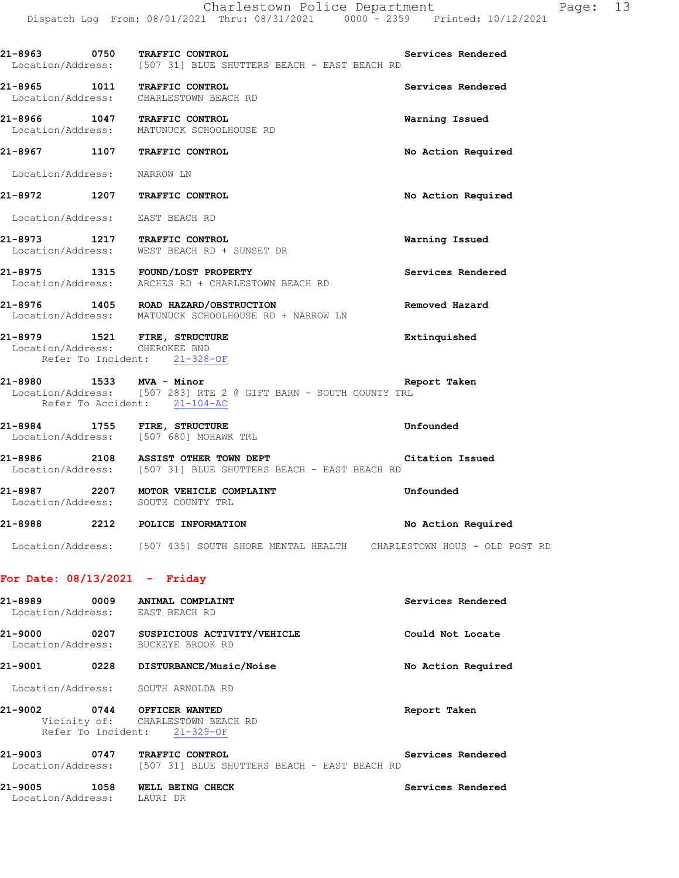21-8963 0750 **TRAFFIC CONTROL** Services Rendered
Location/Address: [507 31] BLUE SHUTTERS BEACH - EAST BEACH RD

21-8965 1011 **TRAFFIC CONTROL** Services Rendered
Location/Address: CHARLESTOWN BEACH RD

21-8966 1047 **TRAFFIC CONTROL** Warning Issued
Location/Address: MATUNUCK SCHOOLHOUSE RD

21-8967 1107 **TRAFFIC CONTROL** No Action Required
Location/Address: NARROW LN

21-8972 1207 **TRAFFIC CONTROL** No Action Required
Location/Address: EAST BEACH RD

21-8973 1217 **TRAFFIC CONTROL** Warning Issued
Location/Address: WEST BEACH RD + SUNSET DR

21-8975 1315 **FOUND/LOST PROPERTY** Services Rendered
Location/Address: ARCHES RD + CHARLESTOWN BEACH RD

21-8976 1405 **ROAD HAZARD/OBSTRUCTION** Removed Hazard
Location/Address: MATUNUCK SCHOOLHOUSE RD + NARROW LN

21-8979 1521 **FIRE, STRUCTURE** Extinquished
Location/Address: CHEROKEE BND
Refer To Incident: 21-328-OF

21-8980 1533 **MVA - Minor** Report Taken
Location/Address: [507 283] RTE 2 @ GIFT BARN - SOUTH COUNTY TRL
Refer To Accident: 21-104-AC

21-8984 1755 **FIRE, STRUCTURE** Unfounded
Location/Address: [507 680] MOHAWK TRL

21-8986 2108 **ASSIST OTHER TOWN DEPT** Citation Issued
Location/Address: [507 31] BLUE SHUTTERS BEACH - EAST BEACH RD

21-8987 2207 **MOTOR VEHICLE COMPLAINT** Unfounded
Location/Address: SOUTH COUNTY TRL

21-8988 2212 **POLICE INFORMATION** No Action Required
Location/Address: [507 435] SOUTH SHORE MENTAL HEALTH CHARLESTOWN HOUS - OLD POST RD

**For Date: 08/13/2021 - Friday**

21-8989 0009 **ANIMAL COMPLAINT** Services Rendered
Location/Address: EAST BEACH RD

21-9000 0207 **SUSPICIOUS ACTIVITY/VEHICLE** Could Not Locate
Location/Address: BUCKEYE BROOK RD

21-9001 0228 **DISTURBANCE/Music/Noise** No Action Required
Location/Address: SOUTH ARNOLDA RD

21-9002 0744 **OFFICER WANTED** Report Taken
Vicinity of: CHARLESTOWN BEACH RD
Refer To Incident: 21-329-OF

21-9003 0747 **TRAFFIC CONTROL** Services Rendered
Location/Address: [507 31] BLUE SHUTTERS BEACH - EAST BEACH RD

21-9005 1058 **WELL BEING CHECK** Services Rendered
Location/Address: LAURI DR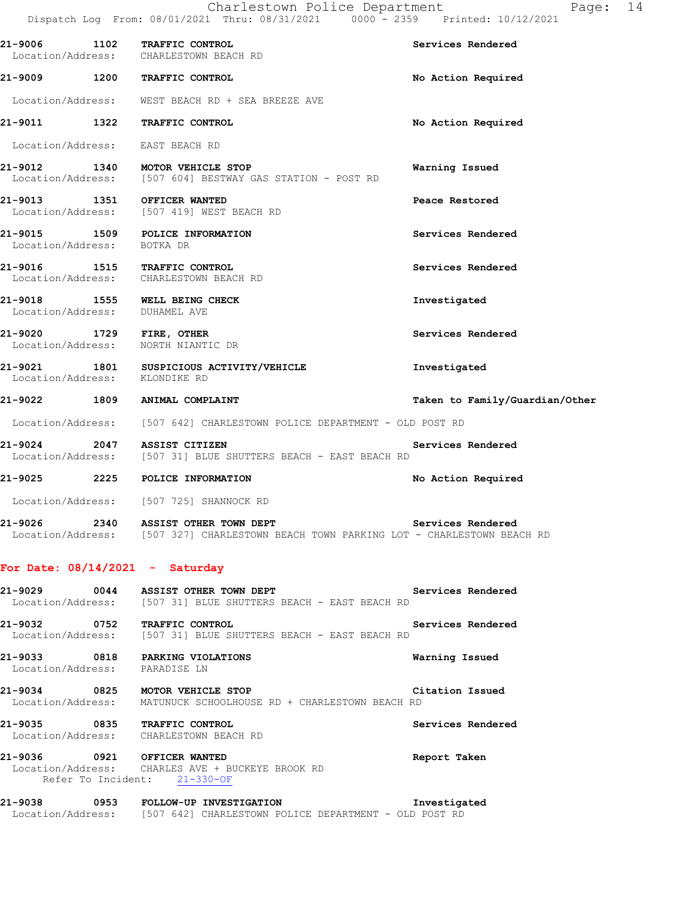21-9006 1102 TRAFFIC CONTROL Services Rendered
Location/Address: CHARLESTOWN BEACH RD

21-9009 1200 TRAFFIC CONTROL No Action Required
Location/Address: WEST BEACH RD + SEA BREEZE AVE

21-9011 1322 TRAFFIC CONTROL No Action Required
Location/Address: EAST BEACH RD

21-9012 1340 MOTOR VEHICLE STOP Warning Issued
Location/Address: [507 604] BESTWAY GAS STATION - POST RD

21-9013 1351 OFFICER WANTED Peace Restored
Location/Address: [507 419] WEST BEACH RD

21-9015 1509 POLICE INFORMATION Services Rendered
Location/Address: BOTKA DR

21-9016 1515 TRAFFIC CONTROL Services Rendered
Location/Address: CHARLESTOWN BEACH RD

21-9018 1555 WELL BEING CHECK Investigated
Location/Address: DUHAMEL AVE

21-9020 1729 FIRE, OTHER Services Rendered
Location/Address: NORTH NIANTIC DR

21-9021 1801 SUSPICIOUS ACTIVITY/VEHICLE Investigated
Location/Address: KLONDIKE RD

21-9022 1809 ANIMAL COMPLAINT Taken to Family/Guardian/Other
Location/Address: [507 642] CHARLESTOWN POLICE DEPARTMENT - OLD POST RD

21-9024 2047 ASSIST CITIZEN Services Rendered
Location/Address: [507 31] BLUE SHUTTERS BEACH - EAST BEACH RD

21-9025 2225 POLICE INFORMATION No Action Required
Location/Address: [507 725] SHANNOCK RD

21-9026 2340 ASSIST OTHER TOWN DEPT Services Rendered
Location/Address: [507 327] CHARLESTOWN BEACH TOWN PARKING LOT - CHARLESTOWN BEACH RD

## For Date: 08/14/2021 - Saturday

21-9029 0044 ASSIST OTHER TOWN DEPT Services Rendered
Location/Address: [507 31] BLUE SHUTTERS BEACH - EAST BEACH RD

21-9032 0752 TRAFFIC CONTROL Services Rendered
Location/Address: [507 31] BLUE SHUTTERS BEACH - EAST BEACH RD

21-9033 0818 PARKING VIOLATIONS Warning Issued
Location/Address: PARADISE LN

21-9034 0825 MOTOR VEHICLE STOP Citation Issued
Location/Address: MATUNUCK SCHOOLHOUSE RD + CHARLESTOWN BEACH RD

21-9035 0835 TRAFFIC CONTROL Services Rendered
Location/Address: CHARLESTOWN BEACH RD

21-9036 0921 OFFICER WANTED Report Taken
Location/Address: CHARLES AVE + BUCKEYE BROOK RD
Refer To Incident: 21-330-OF

21-9038 0953 FOLLOW-UP INVESTIGATION Investigated
Location/Address: [507 642] CHARLESTOWN POLICE DEPARTMENT - OLD POST RD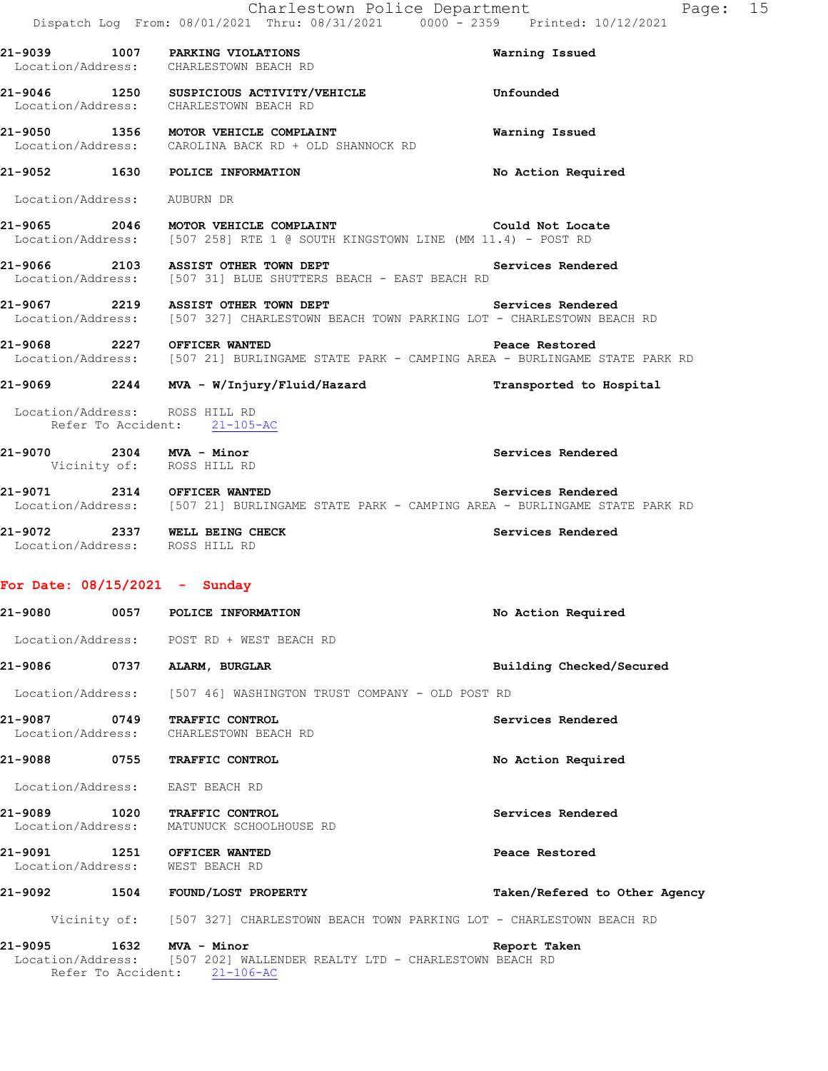**21-9039** 1007 **PARKING VIOLATIONS** **Warning Issued**
Location/Address: CHARLESTOWN BEACH RD

**21-9046** 1250 **SUSPICIOUS ACTIVITY/VEHICLE** **Unfounded**
Location/Address: CHARLESTOWN BEACH RD

**21-9050** 1356 **MOTOR VEHICLE COMPLAINT** **Warning Issued**
Location/Address: CAROLINA BACK RD + OLD SHANNOCK RD

**21-9052** 1630 **POLICE INFORMATION** **No Action Required**
Location/Address: AUBURN DR

**21-9065** 2046 **MOTOR VEHICLE COMPLAINT** **Could Not Locate**
Location/Address: [507 258] RTE 1 @ SOUTH KINGSTOWN LINE (MM 11.4) - POST RD

**21-9066** 2103 **ASSIST OTHER TOWN DEPT** **Services Rendered**
Location/Address: [507 31] BLUE SHUTTERS BEACH - EAST BEACH RD

**21-9067** 2219 **ASSIST OTHER TOWN DEPT** **Services Rendered**
Location/Address: [507 327] CHARLESTOWN BEACH TOWN PARKING LOT - CHARLESTOWN BEACH RD

**21-9068** 2227 **OFFICER WANTED** **Peace Restored**
Location/Address: [507 21] BURLINGAME STATE PARK - CAMPING AREA - BURLINGAME STATE PARK RD

**21-9069** 2244 **MVA - W/Injury/Fluid/Hazard** **Transported to Hospital**
Location/Address: ROSS HILL RD
Refer To Accident: 21-105-AC

**21-9070** 2304 **MVA - Minor** **Services Rendered**
Vicinity of: ROSS HILL RD

**21-9071** 2314 **OFFICER WANTED** **Services Rendered**
Location/Address: [507 21] BURLINGAME STATE PARK - CAMPING AREA - BURLINGAME STATE PARK RD

**21-9072** 2337 **WELL BEING CHECK** **Services Rendered**
Location/Address: ROSS HILL RD

## For Date: 08/15/2021 - Sunday

**21-9080** 0057 **POLICE INFORMATION** **No Action Required**
Location/Address: POST RD + WEST BEACH RD

**21-9086** 0737 **ALARM, BURGLAR** **Building Checked/Secured**
Location/Address: [507 46] WASHINGTON TRUST COMPANY - OLD POST RD

**21-9087** 0749 **TRAFFIC CONTROL** **Services Rendered**
Location/Address: CHARLESTOWN BEACH RD

**21-9088** 0755 **TRAFFIC CONTROL** **No Action Required**
Location/Address: EAST BEACH RD

**21-9089** 1020 **TRAFFIC CONTROL** **Services Rendered**
Location/Address: MATUNUCK SCHOOLHOUSE RD

**21-9091** 1251 **OFFICER WANTED** **Peace Restored**
Location/Address: WEST BEACH RD

**21-9092** 1504 **FOUND/LOST PROPERTY** **Taken/Refered to Other Agency**
Vicinity of: [507 327] CHARLESTOWN BEACH TOWN PARKING LOT - CHARLESTOWN BEACH RD

**21-9095** 1632 **MVA - Minor** **Report Taken**
Location/Address: [507 202] WALLENDER REALTY LTD - CHARLESTOWN BEACH RD
Refer To Accident: 21-106-AC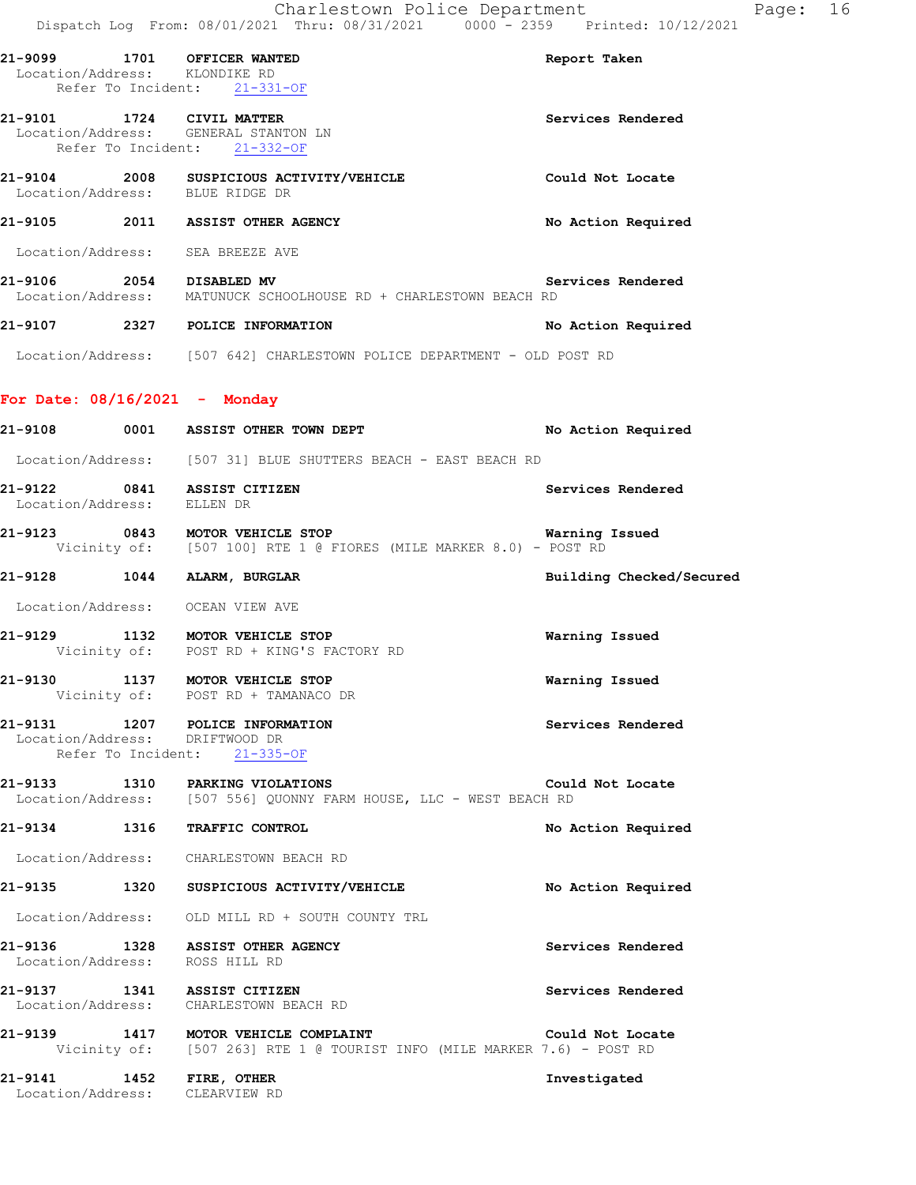21-9099 1701 **OFFICER WANTED** **Report Taken**
Location/Address: KLONDIKE RD
Refer To Incident: 21-331-OF

21-9101 1724 **CIVIL MATTER** **Services Rendered**
Location/Address: GENERAL STANTON LN
Refer To Incident: 21-332-OF

21-9104 2008 **SUSPICIOUS ACTIVITY/VEHICLE** **Could Not Locate**
Location/Address: BLUE RIDGE DR

21-9105 2011 **ASSIST OTHER AGENCY** **No Action Required**
Location/Address: SEA BREEZE AVE

21-9106 2054 **DISABLED MV** **Services Rendered**
Location/Address: MATUNUCK SCHOOLHOUSE RD + CHARLESTOWN BEACH RD

21-9107 2327 **POLICE INFORMATION** **No Action Required**
Location/Address: [507 642] CHARLESTOWN POLICE DEPARTMENT - OLD POST RD

## For Date: 08/16/2021 - Monday

21-9108 0001 **ASSIST OTHER TOWN DEPT** **No Action Required**
Location/Address: [507 31] BLUE SHUTTERS BEACH - EAST BEACH RD

21-9122 0841 **ASSIST CITIZEN** **Services Rendered**
Location/Address: ELLEN DR

21-9123 0843 **MOTOR VEHICLE STOP** **Warning Issued**
Vicinity of: [507 100] RTE 1 @ FIORES (MILE MARKER 8.0) - POST RD

21-9128 1044 **ALARM, BURGLAR** **Building Checked/Secured**
Location/Address: OCEAN VIEW AVE

21-9129 1132 **MOTOR VEHICLE STOP** **Warning Issued**
Vicinity of: POST RD + KING'S FACTORY RD

21-9130 1137 **MOTOR VEHICLE STOP** **Warning Issued**
Vicinity of: POST RD + TAMANACO DR

21-9131 1207 **POLICE INFORMATION** **Services Rendered**
Location/Address: DRIFTWOOD DR
Refer To Incident: 21-335-OF

21-9133 1310 **PARKING VIOLATIONS** **Could Not Locate**
Location/Address: [507 556] QUONNY FARM HOUSE, LLC - WEST BEACH RD

21-9134 1316 **TRAFFIC CONTROL** **No Action Required**
Location/Address: CHARLESTOWN BEACH RD

21-9135 1320 **SUSPICIOUS ACTIVITY/VEHICLE** **No Action Required**
Location/Address: OLD MILL RD + SOUTH COUNTY TRL

21-9136 1328 **ASSIST OTHER AGENCY** **Services Rendered**
Location/Address: ROSS HILL RD

21-9137 1341 **ASSIST CITIZEN** **Services Rendered**
Location/Address: CHARLESTOWN BEACH RD

21-9139 1417 **MOTOR VEHICLE COMPLAINT** **Could Not Locate**
Vicinity of: [507 263] RTE 1 @ TOURIST INFO (MILE MARKER 7.6) - POST RD

21-9141 1452 **FIRE, OTHER** **Investigated**
Location/Address: CLEARVIEW RD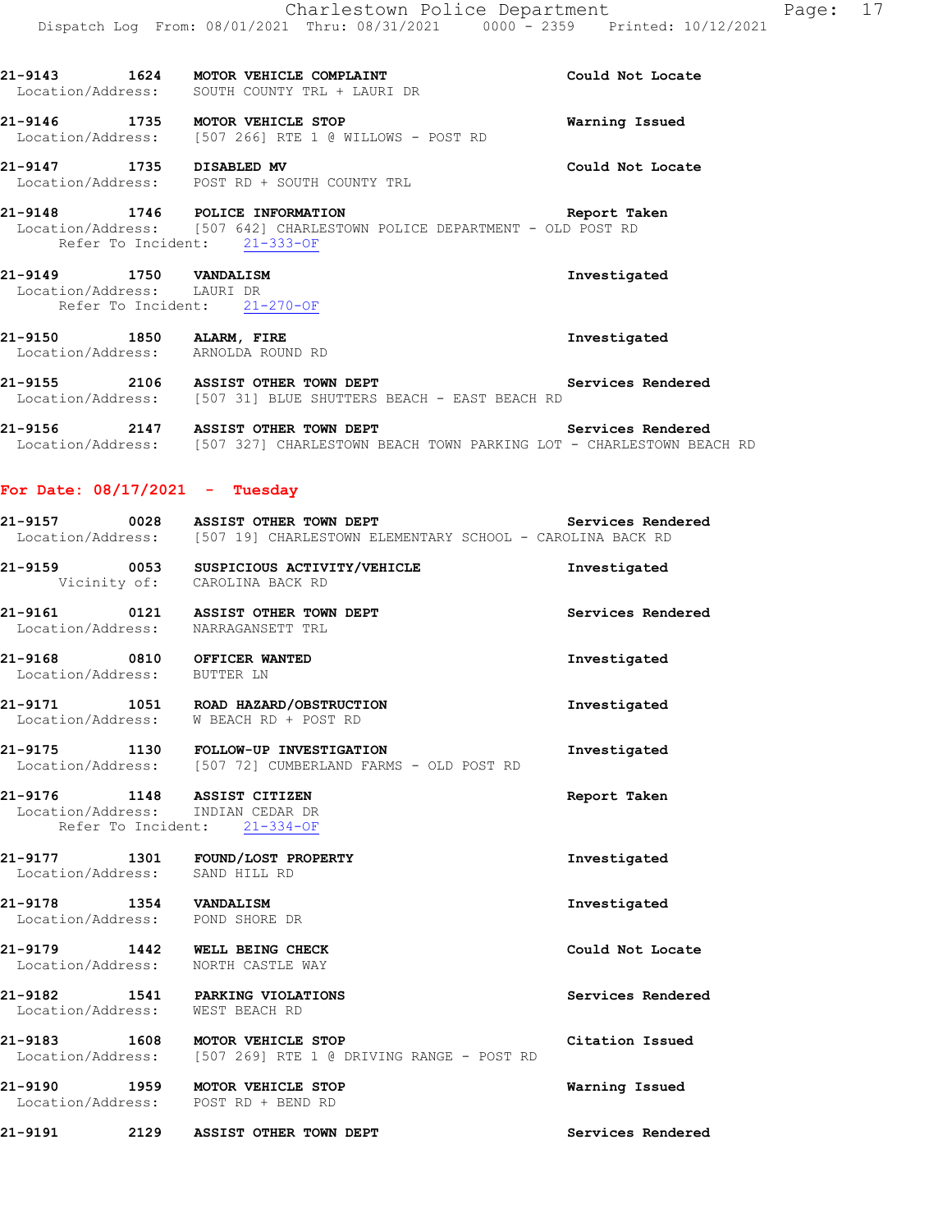21-9143 1624 **MOTOR VEHICLE COMPLAINT** Could Not Locate
Location/Address: SOUTH COUNTY TRL + LAURI DR

21-9146 1735 **MOTOR VEHICLE STOP** Warning Issued
Location/Address: [507 266] RTE 1 @ WILLOWS - POST RD

21-9147 1735 **DISABLED MV** Could Not Locate
Location/Address: POST RD + SOUTH COUNTY TRL

21-9148 1746 **POLICE INFORMATION** Report Taken
Location/Address: [507 642] CHARLESTOWN POLICE DEPARTMENT - OLD POST RD
Refer To Incident: 21-333-OF

21-9149 1750 **VANDALISM** Investigated
Location/Address: LAURI DR
Refer To Incident: 21-270-OF

21-9150 1850 **ALARM, FIRE** Investigated
Location/Address: ARNOLDA ROUND RD

21-9155 2106 **ASSIST OTHER TOWN DEPT** Services Rendered
Location/Address: [507 31] BLUE SHUTTERS BEACH - EAST BEACH RD

21-9156 2147 **ASSIST OTHER TOWN DEPT** Services Rendered
Location/Address: [507 327] CHARLESTOWN BEACH TOWN PARKING LOT - CHARLESTOWN BEACH RD

## For Date: 08/17/2021 - Tuesday

21-9157 0028 **ASSIST OTHER TOWN DEPT** Services Rendered
Location/Address: [507 19] CHARLESTOWN ELEMENTARY SCHOOL - CAROLINA BACK RD

21-9159 0053 **SUSPICIOUS ACTIVITY/VEHICLE** Investigated
Vicinity of: CAROLINA BACK RD

21-9161 0121 **ASSIST OTHER TOWN DEPT** Services Rendered
Location/Address: NARRAGANSETT TRL

21-9168 0810 **OFFICER WANTED** Investigated
Location/Address: BUTTER LN

21-9171 1051 **ROAD HAZARD/OBSTRUCTION** Investigated
Location/Address: W BEACH RD + POST RD

21-9175 1130 **FOLLOW-UP INVESTIGATION** Investigated
Location/Address: [507 72] CUMBERLAND FARMS - OLD POST RD

21-9176 1148 **ASSIST CITIZEN** Report Taken
Location/Address: INDIAN CEDAR DR
Refer To Incident: 21-334-OF

21-9177 1301 **FOUND/LOST PROPERTY** Investigated
Location/Address: SAND HILL RD

21-9178 1354 **VANDALISM** Investigated
Location/Address: POND SHORE DR

21-9179 1442 **WELL BEING CHECK** Could Not Locate
Location/Address: NORTH CASTLE WAY

21-9182 1541 **PARKING VIOLATIONS** Services Rendered
Location/Address: WEST BEACH RD

21-9183 1608 **MOTOR VEHICLE STOP** Citation Issued
Location/Address: [507 269] RTE 1 @ DRIVING RANGE - POST RD

21-9190 1959 **MOTOR VEHICLE STOP** Warning Issued
Location/Address: POST RD + BEND RD

21-9191 2129 **ASSIST OTHER TOWN DEPT** Services Rendered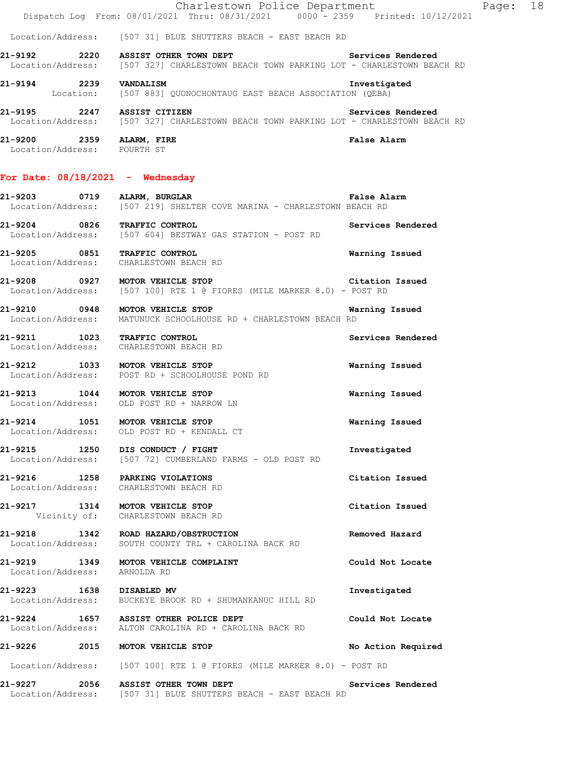Location/Address: [507 31] BLUE SHUTTERS BEACH - EAST BEACH RD

**21-9192 2220 ASSIST OTHER TOWN DEPT** — **Services Rendered**
Location/Address: [507 327] CHARLESTOWN BEACH TOWN PARKING LOT - CHARLESTOWN BEACH RD

**21-9194 2239 VANDALISM** — **Investigated**
Location: [507 883] QUONOCHONTAUG EAST BEACH ASSOCIATION (QEBA)

**21-9195 2247 ASSIST CITIZEN** — **Services Rendered**
Location/Address: [507 327] CHARLESTOWN BEACH TOWN PARKING LOT - CHARLESTOWN BEACH RD

**21-9200 2359 ALARM, FIRE** — **False Alarm**
Location/Address: FOURTH ST

## For Date: 08/18/2021 - Wednesday

**21-9203 0719 ALARM, BURGLAR** — **False Alarm**
Location/Address: [507 219] SHELTER COVE MARINA - CHARLESTOWN BEACH RD

**21-9204 0826 TRAFFIC CONTROL** — **Services Rendered**
Location/Address: [507 604] BESTWAY GAS STATION - POST RD

**21-9205 0851 TRAFFIC CONTROL** — **Warning Issued**
Location/Address: CHARLESTOWN BEACH RD

**21-9208 0927 MOTOR VEHICLE STOP** — **Citation Issued**
Location/Address: [507 100] RTE 1 @ FIORES (MILE MARKER 8.0) - POST RD

**21-9210 0948 MOTOR VEHICLE STOP** — **Warning Issued**
Location/Address: MATUNUCK SCHOOLHOUSE RD + CHARLESTOWN BEACH RD

**21-9211 1023 TRAFFIC CONTROL** — **Services Rendered**
Location/Address: CHARLESTOWN BEACH RD

**21-9212 1033 MOTOR VEHICLE STOP** — **Warning Issued**
Location/Address: POST RD + SCHOOLHOUSE POND RD

**21-9213 1044 MOTOR VEHICLE STOP** — **Warning Issued**
Location/Address: OLD POST RD + NARROW LN

**21-9214 1051 MOTOR VEHICLE STOP** — **Warning Issued**
Location/Address: OLD POST RD + KENDALL CT

**21-9215 1250 DIS CONDUCT / FIGHT** — **Investigated**
Location/Address: [507 72] CUMBERLAND FARMS - OLD POST RD

**21-9216 1258 PARKING VIOLATIONS** — **Citation Issued**
Location/Address: CHARLESTOWN BEACH RD

**21-9217 1314 MOTOR VEHICLE STOP** — **Citation Issued**
Vicinity of: CHARLESTOWN BEACH RD

**21-9218 1342 ROAD HAZARD/OBSTRUCTION** — **Removed Hazard**
Location/Address: SOUTH COUNTY TRL + CAROLINA BACK RD

**21-9219 1349 MOTOR VEHICLE COMPLAINT** — **Could Not Locate**
Location/Address: ARNOLDA RD

**21-9223 1638 DISABLED MV** — **Investigated**
Location/Address: BUCKEYE BROOK RD + SHUMANKANUC HILL RD

**21-9224 1657 ASSIST OTHER POLICE DEPT** — **Could Not Locate**
Location/Address: ALTON CAROLINA RD + CAROLINA BACK RD

**21-9226 2015 MOTOR VEHICLE STOP** — **No Action Required**
Location/Address: [507 100] RTE 1 @ FIORES (MILE MARKER 8.0) - POST RD

**21-9227 2056 ASSIST OTHER TOWN DEPT** — **Services Rendered**
Location/Address: [507 31] BLUE SHUTTERS BEACH - EAST BEACH RD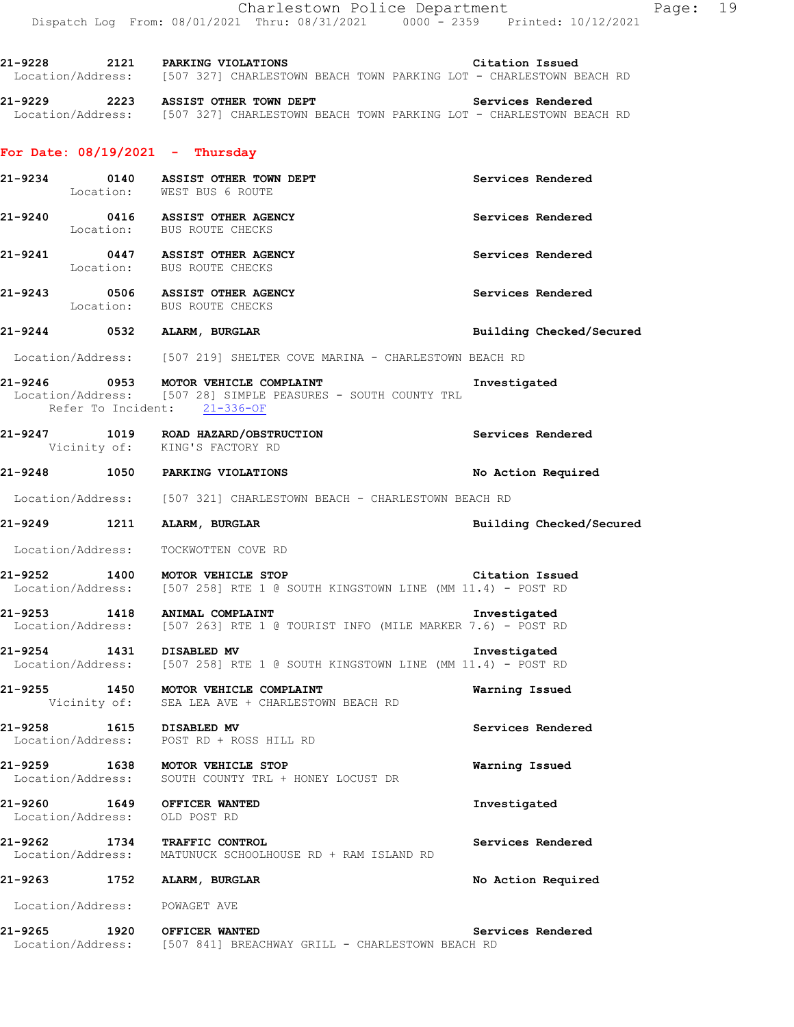21-9228 2121 PARKING VIOLATIONS Citation Issued
Location/Address: [507 327] CHARLESTOWN BEACH TOWN PARKING LOT - CHARLESTOWN BEACH RD

21-9229 2223 ASSIST OTHER TOWN DEPT Services Rendered
Location/Address: [507 327] CHARLESTOWN BEACH TOWN PARKING LOT - CHARLESTOWN BEACH RD

## For Date: 08/19/2021 - Thursday

21-9234 0140 ASSIST OTHER TOWN DEPT Services Rendered
Location: WEST BUS 6 ROUTE

21-9240 0416 ASSIST OTHER AGENCY Services Rendered
Location: BUS ROUTE CHECKS

21-9241 0447 ASSIST OTHER AGENCY Services Rendered
Location: BUS ROUTE CHECKS

21-9243 0506 ASSIST OTHER AGENCY Services Rendered
Location: BUS ROUTE CHECKS

21-9244 0532 ALARM, BURGLAR Building Checked/Secured
Location/Address: [507 219] SHELTER COVE MARINA - CHARLESTOWN BEACH RD

21-9246 0953 MOTOR VEHICLE COMPLAINT Investigated
Location/Address: [507 28] SIMPLE PEASURES - SOUTH COUNTY TRL
Refer To Incident: 21-336-OF

21-9247 1019 ROAD HAZARD/OBSTRUCTION Services Rendered
Vicinity of: KING'S FACTORY RD

21-9248 1050 PARKING VIOLATIONS No Action Required
Location/Address: [507 321] CHARLESTOWN BEACH - CHARLESTOWN BEACH RD

21-9249 1211 ALARM, BURGLAR Building Checked/Secured
Location/Address: TOCKWOTTEN COVE RD

21-9252 1400 MOTOR VEHICLE STOP Citation Issued
Location/Address: [507 258] RTE 1 @ SOUTH KINGSTOWN LINE (MM 11.4) - POST RD

21-9253 1418 ANIMAL COMPLAINT Investigated
Location/Address: [507 263] RTE 1 @ TOURIST INFO (MILE MARKER 7.6) - POST RD

21-9254 1431 DISABLED MV Investigated
Location/Address: [507 258] RTE 1 @ SOUTH KINGSTOWN LINE (MM 11.4) - POST RD

21-9255 1450 MOTOR VEHICLE COMPLAINT Warning Issued
Vicinity of: SEA LEA AVE + CHARLESTOWN BEACH RD

21-9258 1615 DISABLED MV Services Rendered
Location/Address: POST RD + ROSS HILL RD

21-9259 1638 MOTOR VEHICLE STOP Warning Issued
Location/Address: SOUTH COUNTY TRL + HONEY LOCUST DR

21-9260 1649 OFFICER WANTED Investigated
Location/Address: OLD POST RD

21-9262 1734 TRAFFIC CONTROL Services Rendered
Location/Address: MATUNUCK SCHOOLHOUSE RD + RAM ISLAND RD

21-9263 1752 ALARM, BURGLAR No Action Required
Location/Address: POWAGET AVE

21-9265 1920 OFFICER WANTED Services Rendered
Location/Address: [507 841] BREACHWAY GRILL - CHARLESTOWN BEACH RD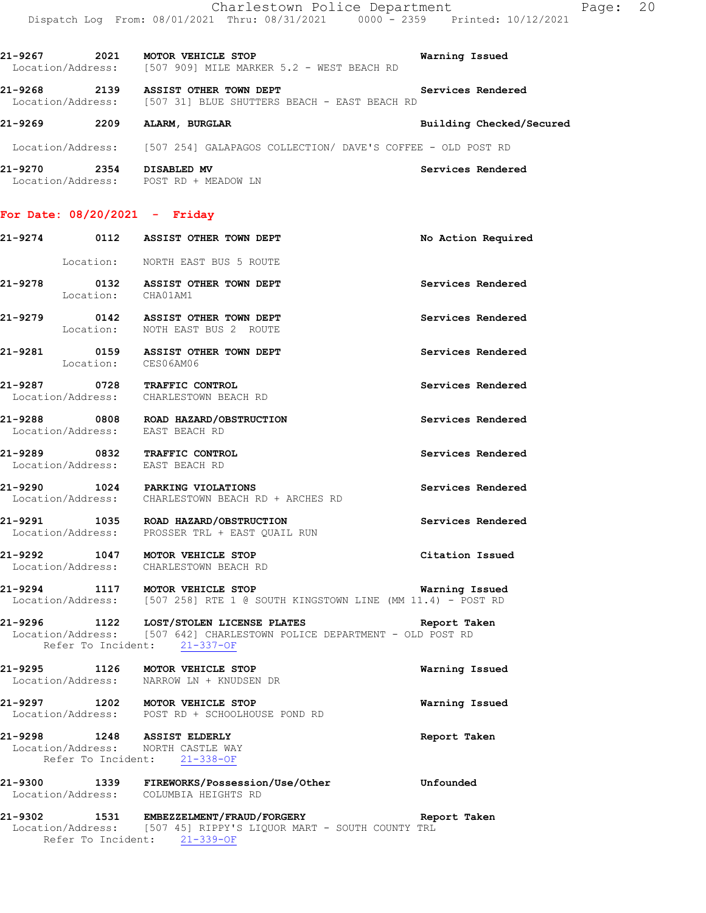21-9267 2021 **MOTOR VEHICLE STOP** Warning Issued
Location/Address: [507 909] MILE MARKER 5.2 - WEST BEACH RD

21-9268 2139 **ASSIST OTHER TOWN DEPT** Services Rendered
Location/Address: [507 31] BLUE SHUTTERS BEACH - EAST BEACH RD

21-9269 2209 **ALARM, BURGLAR** Building Checked/Secured
Location/Address: [507 254] GALAPAGOS COLLECTION/ DAVE'S COFFEE - OLD POST RD

21-9270 2354 **DISABLED MV** Services Rendered
Location/Address: POST RD + MEADOW LN

## For Date: 08/20/2021 - Friday

21-9274 0112 **ASSIST OTHER TOWN DEPT** No Action Required
Location: NORTH EAST BUS 5 ROUTE

21-9278 0132 **ASSIST OTHER TOWN DEPT** Services Rendered
Location: CHA01AM1

21-9279 0142 **ASSIST OTHER TOWN DEPT** Services Rendered
Location: NOTH EAST BUS 2 ROUTE

21-9281 0159 **ASSIST OTHER TOWN DEPT** Services Rendered
Location: CES06AM06

21-9287 0728 **TRAFFIC CONTROL** Services Rendered
Location/Address: CHARLESTOWN BEACH RD

21-9288 0808 **ROAD HAZARD/OBSTRUCTION** Services Rendered
Location/Address: EAST BEACH RD

21-9289 0832 **TRAFFIC CONTROL** Services Rendered
Location/Address: EAST BEACH RD

21-9290 1024 **PARKING VIOLATIONS** Services Rendered
Location/Address: CHARLESTOWN BEACH RD + ARCHES RD

21-9291 1035 **ROAD HAZARD/OBSTRUCTION** Services Rendered
Location/Address: PROSSER TRL + EAST QUAIL RUN

21-9292 1047 **MOTOR VEHICLE STOP** Citation Issued
Location/Address: CHARLESTOWN BEACH RD

21-9294 1117 **MOTOR VEHICLE STOP** Warning Issued
Location/Address: [507 258] RTE 1 @ SOUTH KINGSTOWN LINE (MM 11.4) - POST RD

21-9296 1122 **LOST/STOLEN LICENSE PLATES** Report Taken
Location/Address: [507 642] CHARLESTOWN POLICE DEPARTMENT - OLD POST RD
Refer To Incident: 21-337-OF

21-9295 1126 **MOTOR VEHICLE STOP** Warning Issued
Location/Address: NARROW LN + KNUDSEN DR

21-9297 1202 **MOTOR VEHICLE STOP** Warning Issued
Location/Address: POST RD + SCHOOLHOUSE POND RD

21-9298 1248 **ASSIST ELDERLY** Report Taken
Location/Address: NORTH CASTLE WAY
Refer To Incident: 21-338-OF

21-9300 1339 **FIREWORKS/Possession/Use/Other** Unfounded
Location/Address: COLUMBIA HEIGHTS RD

21-9302 1531 **EMBEZZELMENT/FRAUD/FORGERY** Report Taken
Location/Address: [507 45] RIPPY'S LIQUOR MART - SOUTH COUNTY TRL
Refer To Incident: 21-339-OF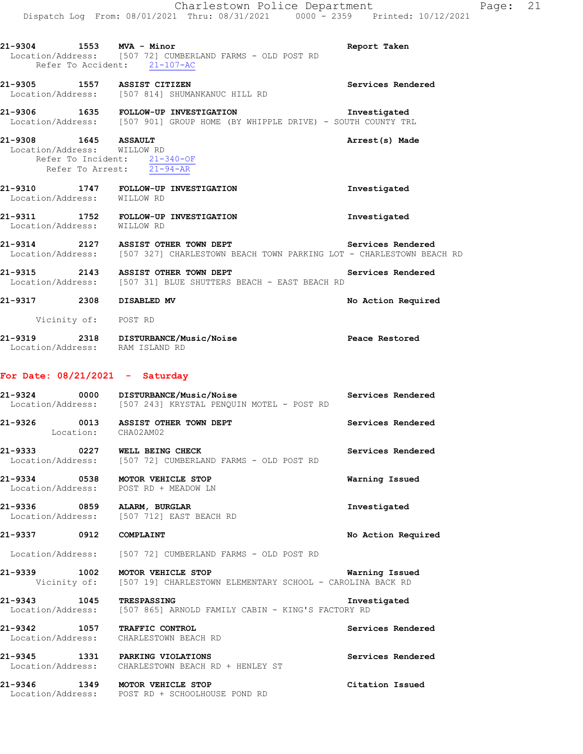21-9304 1553 **MVA - Minor** Report Taken
Location/Address: [507 72] CUMBERLAND FARMS - OLD POST RD
Refer To Accident: 21-107-AC

21-9305 1557 **ASSIST CITIZEN** Services Rendered
Location/Address: [507 814] SHUMANKANUC HILL RD

21-9306 1635 **FOLLOW-UP INVESTIGATION** Investigated
Location/Address: [507 901] GROUP HOME (BY WHIPPLE DRIVE) - SOUTH COUNTY TRL

21-9308 1645 **ASSAULT** Arrest(s) Made
Location/Address: WILLOW RD
Refer To Incident: 21-340-OF
Refer To Arrest: 21-94-AR

21-9310 1747 **FOLLOW-UP INVESTIGATION** Investigated
Location/Address: WILLOW RD

21-9311 1752 **FOLLOW-UP INVESTIGATION** Investigated
Location/Address: WILLOW RD

21-9314 2127 **ASSIST OTHER TOWN DEPT** Services Rendered
Location/Address: [507 327] CHARLESTOWN BEACH TOWN PARKING LOT - CHARLESTOWN BEACH RD

21-9315 2143 **ASSIST OTHER TOWN DEPT** Services Rendered
Location/Address: [507 31] BLUE SHUTTERS BEACH - EAST BEACH RD

21-9317 2308 **DISABLED MV** No Action Required
Vicinity of: POST RD

21-9319 2318 **DISTURBANCE/Music/Noise** Peace Restored
Location/Address: RAM ISLAND RD

## For Date: 08/21/2021 - Saturday

21-9324 0000 **DISTURBANCE/Music/Noise** Services Rendered
Location/Address: [507 243] KRYSTAL PENQUIN MOTEL - POST RD

21-9326 0013 **ASSIST OTHER TOWN DEPT** Services Rendered
Location: CHA02AM02

21-9333 0227 **WELL BEING CHECK** Services Rendered
Location/Address: [507 72] CUMBERLAND FARMS - OLD POST RD

21-9334 0538 **MOTOR VEHICLE STOP** Warning Issued
Location/Address: POST RD + MEADOW LN

21-9336 0859 **ALARM, BURGLAR** Investigated
Location/Address: [507 712] EAST BEACH RD

21-9337 0912 **COMPLAINT** No Action Required
Location/Address: [507 72] CUMBERLAND FARMS - OLD POST RD

21-9339 1002 **MOTOR VEHICLE STOP** Warning Issued
Vicinity of: [507 19] CHARLESTOWN ELEMENTARY SCHOOL - CAROLINA BACK RD

21-9343 1045 **TRESPASSING** Investigated
Location/Address: [507 865] ARNOLD FAMILY CABIN - KING'S FACTORY RD

21-9342 1057 **TRAFFIC CONTROL** Services Rendered
Location/Address: CHARLESTOWN BEACH RD

21-9345 1331 **PARKING VIOLATIONS** Services Rendered
Location/Address: CHARLESTOWN BEACH RD + HENLEY ST

21-9346 1349 **MOTOR VEHICLE STOP** Citation Issued
Location/Address: POST RD + SCHOOLHOUSE POND RD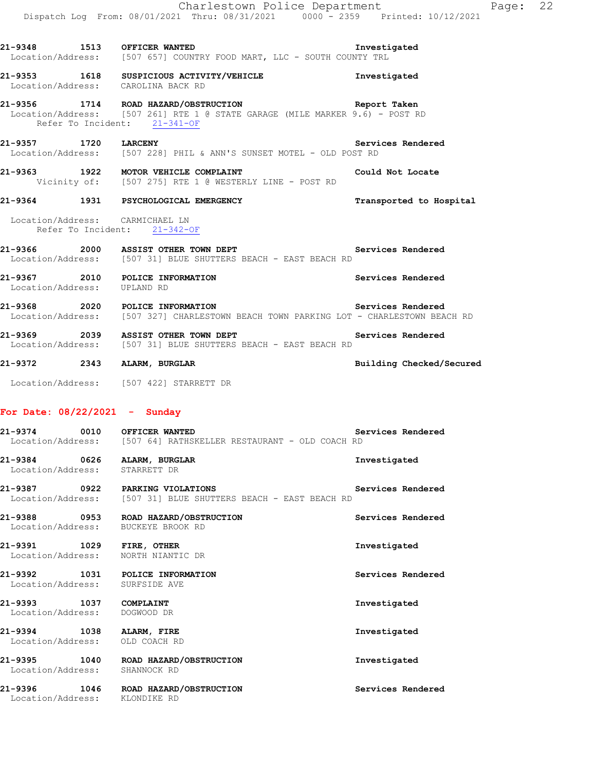**21-9348 1513 OFFICER WANTED** Investigated
Location/Address: [507 657] COUNTRY FOOD MART, LLC - SOUTH COUNTY TRL

**21-9353 1618 SUSPICIOUS ACTIVITY/VEHICLE** Investigated
Location/Address: CAROLINA BACK RD

**21-9356 1714 ROAD HAZARD/OBSTRUCTION** Report Taken
Location/Address: [507 261] RTE 1 @ STATE GARAGE (MILE MARKER 9.6) - POST RD
Refer To Incident: 21-341-OF

**21-9357 1720 LARCENY** Services Rendered
Location/Address: [507 228] PHIL & ANN'S SUNSET MOTEL - OLD POST RD

**21-9363 1922 MOTOR VEHICLE COMPLAINT** Could Not Locate
Vicinity of: [507 275] RTE 1 @ WESTERLY LINE - POST RD

**21-9364 1931 PSYCHOLOGICAL EMERGENCY** Transported to Hospital
Location/Address: CARMICHAEL LN
Refer To Incident: 21-342-OF

**21-9366 2000 ASSIST OTHER TOWN DEPT** Services Rendered
Location/Address: [507 31] BLUE SHUTTERS BEACH - EAST BEACH RD

**21-9367 2010 POLICE INFORMATION** Services Rendered
Location/Address: UPLAND RD

**21-9368 2020 POLICE INFORMATION** Services Rendered
Location/Address: [507 327] CHARLESTOWN BEACH TOWN PARKING LOT - CHARLESTOWN BEACH RD

**21-9369 2039 ASSIST OTHER TOWN DEPT** Services Rendered
Location/Address: [507 31] BLUE SHUTTERS BEACH - EAST BEACH RD

**21-9372 2343 ALARM, BURGLAR** Building Checked/Secured
Location/Address: [507 422] STARRETT DR

## For Date: 08/22/2021 - Sunday

**21-9374 0010 OFFICER WANTED** Services Rendered
Location/Address: [507 64] RATHSKELLER RESTAURANT - OLD COACH RD

**21-9384 0626 ALARM, BURGLAR** Investigated
Location/Address: STARRETT DR

**21-9387 0922 PARKING VIOLATIONS** Services Rendered
Location/Address: [507 31] BLUE SHUTTERS BEACH - EAST BEACH RD

**21-9388 0953 ROAD HAZARD/OBSTRUCTION** Services Rendered
Location/Address: BUCKEYE BROOK RD

**21-9391 1029 FIRE, OTHER** Investigated
Location/Address: NORTH NIANTIC DR

**21-9392 1031 POLICE INFORMATION** Services Rendered
Location/Address: SURFSIDE AVE

**21-9393 1037 COMPLAINT** Investigated
Location/Address: DOGWOOD DR

**21-9394 1038 ALARM, FIRE** Investigated
Location/Address: OLD COACH RD

**21-9395 1040 ROAD HAZARD/OBSTRUCTION** Investigated
Location/Address: SHANNOCK RD

**21-9396 1046 ROAD HAZARD/OBSTRUCTION** Services Rendered
Location/Address: KLONDIKE RD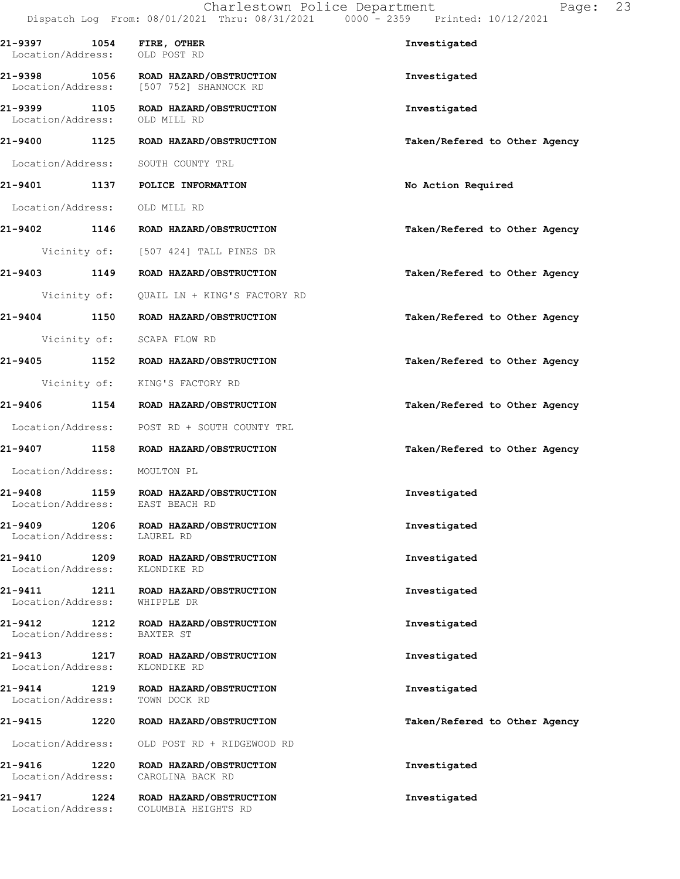| Call Number | Time | Call Reason | Action |
|---|---|---|---|
| 21-9397 | 1054 | FIRE, OTHER | Investigated |
| Location/Address: | | OLD POST RD | |
| 21-9398 | 1056 | ROAD HAZARD/OBSTRUCTION | Investigated |
| Location/Address: | | [507 752] SHANNOCK RD | |
| 21-9399 | 1105 | ROAD HAZARD/OBSTRUCTION | Investigated |
| Location/Address: | | OLD MILL RD | |
| 21-9400 | 1125 | ROAD HAZARD/OBSTRUCTION | Taken/Refered to Other Agency |
| Location/Address: | | SOUTH COUNTY TRL | |
| 21-9401 | 1137 | POLICE INFORMATION | No Action Required |
| Location/Address: | | OLD MILL RD | |
| 21-9402 | 1146 | ROAD HAZARD/OBSTRUCTION | Taken/Refered to Other Agency |
| Vicinity of: | | [507 424] TALL PINES DR | |
| 21-9403 | 1149 | ROAD HAZARD/OBSTRUCTION | Taken/Refered to Other Agency |
| Vicinity of: | | QUAIL LN + KING'S FACTORY RD | |
| 21-9404 | 1150 | ROAD HAZARD/OBSTRUCTION | Taken/Refered to Other Agency |
| Vicinity of: | | SCAPA FLOW RD | |
| 21-9405 | 1152 | ROAD HAZARD/OBSTRUCTION | Taken/Refered to Other Agency |
| Vicinity of: | | KING'S FACTORY RD | |
| 21-9406 | 1154 | ROAD HAZARD/OBSTRUCTION | Taken/Refered to Other Agency |
| Location/Address: | | POST RD + SOUTH COUNTY TRL | |
| 21-9407 | 1158 | ROAD HAZARD/OBSTRUCTION | Taken/Refered to Other Agency |
| Location/Address: | | MOULTON PL | |
| 21-9408 | 1159 | ROAD HAZARD/OBSTRUCTION | Investigated |
| Location/Address: | | EAST BEACH RD | |
| 21-9409 | 1206 | ROAD HAZARD/OBSTRUCTION | Investigated |
| Location/Address: | | LAUREL RD | |
| 21-9410 | 1209 | ROAD HAZARD/OBSTRUCTION | Investigated |
| Location/Address: | | KLONDIKE RD | |
| 21-9411 | 1211 | ROAD HAZARD/OBSTRUCTION | Investigated |
| Location/Address: | | WHIPPLE DR | |
| 21-9412 | 1212 | ROAD HAZARD/OBSTRUCTION | Investigated |
| Location/Address: | | BAXTER ST | |
| 21-9413 | 1217 | ROAD HAZARD/OBSTRUCTION | Investigated |
| Location/Address: | | KLONDIKE RD | |
| 21-9414 | 1219 | ROAD HAZARD/OBSTRUCTION | Investigated |
| Location/Address: | | TOWN DOCK RD | |
| 21-9415 | 1220 | ROAD HAZARD/OBSTRUCTION | Taken/Refered to Other Agency |
| Location/Address: | | OLD POST RD + RIDGEWOOD RD | |
| 21-9416 | 1220 | ROAD HAZARD/OBSTRUCTION | Investigated |
| Location/Address: | | CAROLINA BACK RD | |
| 21-9417 | 1224 | ROAD HAZARD/OBSTRUCTION | Investigated |
| Location/Address: | | COLUMBIA HEIGHTS RD | |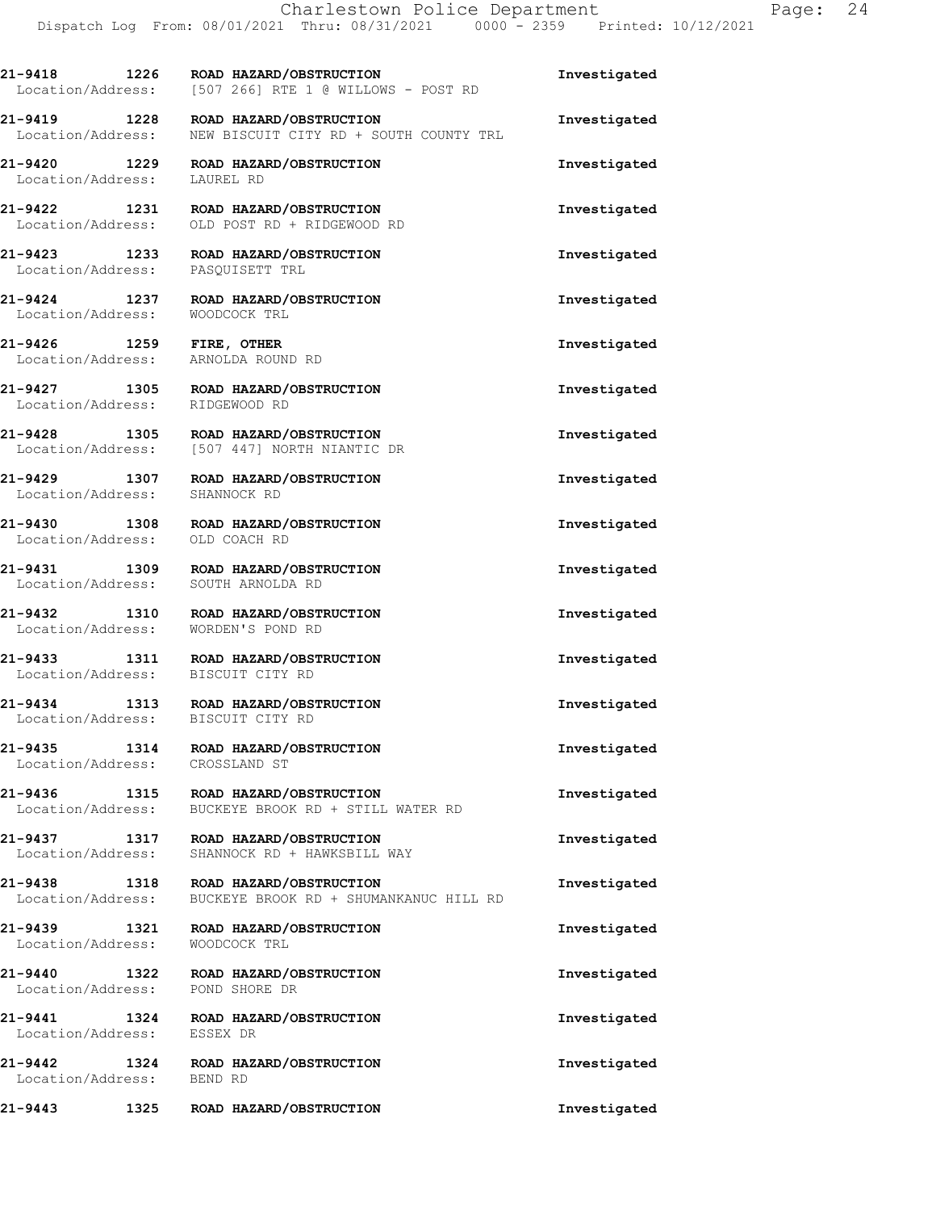**21-9418 1226 ROAD HAZARD/OBSTRUCTION** **Investigated**
Location/Address: [507 266] RTE 1 @ WILLOWS - POST RD

**21-9419 1228 ROAD HAZARD/OBSTRUCTION** **Investigated**
Location/Address: NEW BISCUIT CITY RD + SOUTH COUNTY TRL

**21-9420 1229 ROAD HAZARD/OBSTRUCTION** **Investigated**
Location/Address: LAUREL RD

**21-9422 1231 ROAD HAZARD/OBSTRUCTION** **Investigated**
Location/Address: OLD POST RD + RIDGEWOOD RD

**21-9423 1233 ROAD HAZARD/OBSTRUCTION** **Investigated**
Location/Address: PASQUISETT TRL

**21-9424 1237 ROAD HAZARD/OBSTRUCTION** **Investigated**
Location/Address: WOODCOCK TRL

**21-9426 1259 FIRE, OTHER** **Investigated**
Location/Address: ARNOLDA ROUND RD

**21-9427 1305 ROAD HAZARD/OBSTRUCTION** **Investigated**
Location/Address: RIDGEWOOD RD

**21-9428 1305 ROAD HAZARD/OBSTRUCTION** **Investigated**
Location/Address: [507 447] NORTH NIANTIC DR

**21-9429 1307 ROAD HAZARD/OBSTRUCTION** **Investigated**
Location/Address: SHANNOCK RD

**21-9430 1308 ROAD HAZARD/OBSTRUCTION** **Investigated**
Location/Address: OLD COACH RD

**21-9431 1309 ROAD HAZARD/OBSTRUCTION** **Investigated**
Location/Address: SOUTH ARNOLDA RD

**21-9432 1310 ROAD HAZARD/OBSTRUCTION** **Investigated**
Location/Address: WORDEN'S POND RD

**21-9433 1311 ROAD HAZARD/OBSTRUCTION** **Investigated**
Location/Address: BISCUIT CITY RD

**21-9434 1313 ROAD HAZARD/OBSTRUCTION** **Investigated**
Location/Address: BISCUIT CITY RD

**21-9435 1314 ROAD HAZARD/OBSTRUCTION** **Investigated**
Location/Address: CROSSLAND ST

**21-9436 1315 ROAD HAZARD/OBSTRUCTION** **Investigated**
Location/Address: BUCKEYE BROOK RD + STILL WATER RD

**21-9437 1317 ROAD HAZARD/OBSTRUCTION** **Investigated**
Location/Address: SHANNOCK RD + HAWKSBILL WAY

**21-9438 1318 ROAD HAZARD/OBSTRUCTION** **Investigated**
Location/Address: BUCKEYE BROOK RD + SHUMANKANUC HILL RD

**21-9439 1321 ROAD HAZARD/OBSTRUCTION** **Investigated**
Location/Address: WOODCOCK TRL

**21-9440 1322 ROAD HAZARD/OBSTRUCTION** **Investigated**
Location/Address: POND SHORE DR

**21-9441 1324 ROAD HAZARD/OBSTRUCTION** **Investigated**
Location/Address: ESSEX DR

**21-9442 1324 ROAD HAZARD/OBSTRUCTION** **Investigated**
Location/Address: BEND RD

**21-9443 1325 ROAD HAZARD/OBSTRUCTION** **Investigated**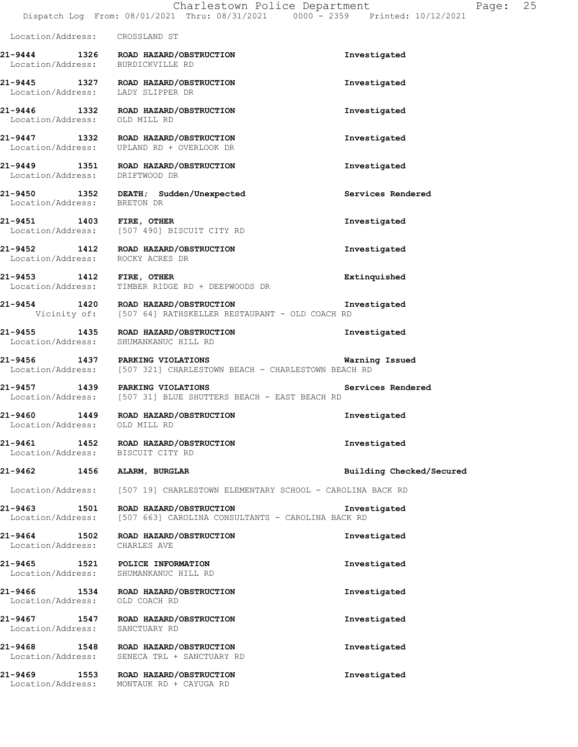Location/Address: CROSSLAND ST

**21-9444 1326 ROAD HAZARD/OBSTRUCTION** Investigated
Location/Address: BURDICKVILLE RD

**21-9445 1327 ROAD HAZARD/OBSTRUCTION** Investigated
Location/Address: LADY SLIPPER DR

**21-9446 1332 ROAD HAZARD/OBSTRUCTION** Investigated
Location/Address: OLD MILL RD

**21-9447 1332 ROAD HAZARD/OBSTRUCTION** Investigated
Location/Address: UPLAND RD + OVERLOOK DR

**21-9449 1351 ROAD HAZARD/OBSTRUCTION** Investigated
Location/Address: DRIFTWOOD DR

**21-9450 1352 DEATH; Sudden/Unexpected** Services Rendered
Location/Address: BRETON DR

**21-9451 1403 FIRE, OTHER** Investigated
Location/Address: [507 490] BISCUIT CITY RD

**21-9452 1412 ROAD HAZARD/OBSTRUCTION** Investigated
Location/Address: ROCKY ACRES DR

**21-9453 1412 FIRE, OTHER** Extinquished
Location/Address: TIMBER RIDGE RD + DEEPWOODS DR

**21-9454 1420 ROAD HAZARD/OBSTRUCTION** Investigated
Vicinity of: [507 64] RATHSKELLER RESTAURANT - OLD COACH RD

**21-9455 1435 ROAD HAZARD/OBSTRUCTION** Investigated
Location/Address: SHUMANKANUC HILL RD

**21-9456 1437 PARKING VIOLATIONS** Warning Issued
Location/Address: [507 321] CHARLESTOWN BEACH - CHARLESTOWN BEACH RD

**21-9457 1439 PARKING VIOLATIONS** Services Rendered
Location/Address: [507 31] BLUE SHUTTERS BEACH - EAST BEACH RD

**21-9460 1449 ROAD HAZARD/OBSTRUCTION** Investigated
Location/Address: OLD MILL RD

**21-9461 1452 ROAD HAZARD/OBSTRUCTION** Investigated
Location/Address: BISCUIT CITY RD

**21-9462 1456 ALARM, BURGLAR** Building Checked/Secured
Location/Address: [507 19] CHARLESTOWN ELEMENTARY SCHOOL - CAROLINA BACK RD

**21-9463 1501 ROAD HAZARD/OBSTRUCTION** Investigated
Location/Address: [507 663] CAROLINA CONSULTANTS - CAROLINA BACK RD

**21-9464 1502 ROAD HAZARD/OBSTRUCTION** Investigated
Location/Address: CHARLES AVE

**21-9465 1521 POLICE INFORMATION** Investigated
Location/Address: SHUMANKANUC HILL RD

**21-9466 1534 ROAD HAZARD/OBSTRUCTION** Investigated
Location/Address: OLD COACH RD

**21-9467 1547 ROAD HAZARD/OBSTRUCTION** Investigated
Location/Address: SANCTUARY RD

**21-9468 1548 ROAD HAZARD/OBSTRUCTION** Investigated
Location/Address: SENECA TRL + SANCTUARY RD

**21-9469 1553 ROAD HAZARD/OBSTRUCTION** Investigated
Location/Address: MONTAUK RD + CAYUGA RD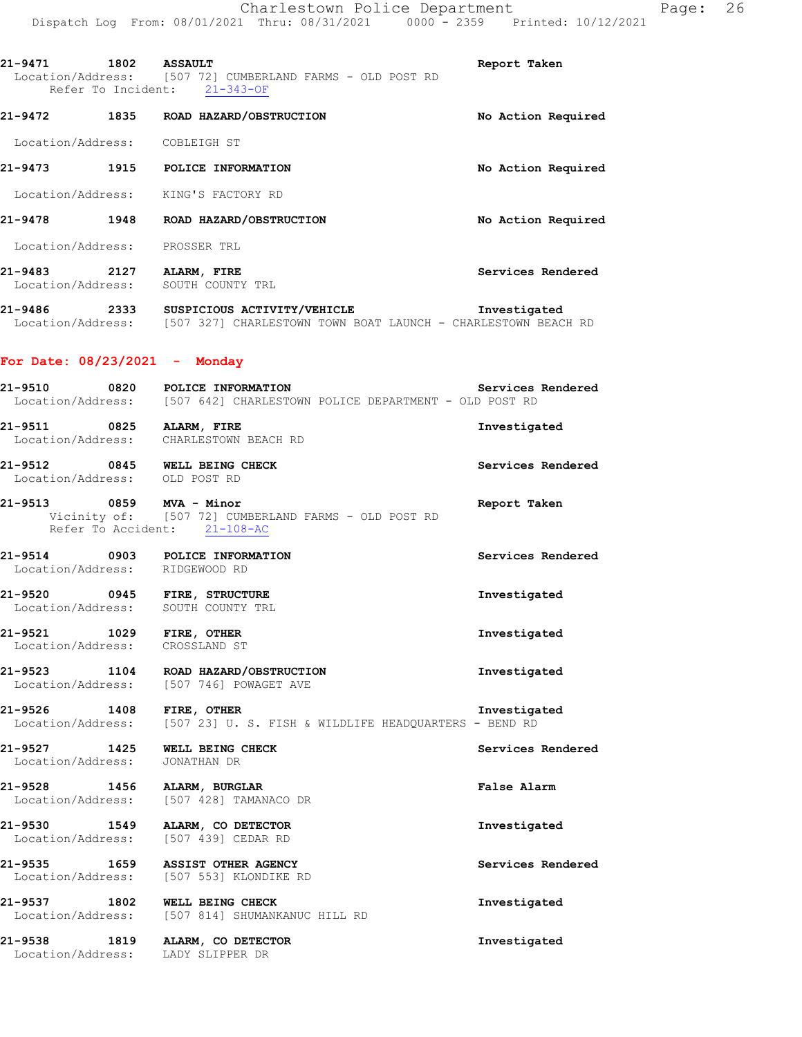21-9471 1802 **ASSAULT** Report Taken
Location/Address: [507 72] CUMBERLAND FARMS - OLD POST RD
Refer To Incident: 21-343-OF

21-9472 1835 **ROAD HAZARD/OBSTRUCTION** No Action Required
Location/Address: COBLEIGH ST

21-9473 1915 **POLICE INFORMATION** No Action Required
Location/Address: KING'S FACTORY RD

21-9478 1948 **ROAD HAZARD/OBSTRUCTION** No Action Required
Location/Address: PROSSER TRL

21-9483 2127 **ALARM, FIRE** Services Rendered
Location/Address: SOUTH COUNTY TRL

21-9486 2333 **SUSPICIOUS ACTIVITY/VEHICLE** Investigated
Location/Address: [507 327] CHARLESTOWN TOWN BOAT LAUNCH - CHARLESTOWN BEACH RD

## For Date: 08/23/2021 - Monday

21-9510 0820 **POLICE INFORMATION** Services Rendered
Location/Address: [507 642] CHARLESTOWN POLICE DEPARTMENT - OLD POST RD

21-9511 0825 **ALARM, FIRE** Investigated
Location/Address: CHARLESTOWN BEACH RD

21-9512 0845 **WELL BEING CHECK** Services Rendered
Location/Address: OLD POST RD

21-9513 0859 **MVA - Minor** Report Taken
Vicinity of: [507 72] CUMBERLAND FARMS - OLD POST RD
Refer To Accident: 21-108-AC

21-9514 0903 **POLICE INFORMATION** Services Rendered
Location/Address: RIDGEWOOD RD

21-9520 0945 **FIRE, STRUCTURE** Investigated
Location/Address: SOUTH COUNTY TRL

21-9521 1029 **FIRE, OTHER** Investigated
Location/Address: CROSSLAND ST

21-9523 1104 **ROAD HAZARD/OBSTRUCTION** Investigated
Location/Address: [507 746] POWAGET AVE

21-9526 1408 **FIRE, OTHER** Investigated
Location/Address: [507 23] U. S. FISH & WILDLIFE HEADQUARTERS - BEND RD

21-9527 1425 **WELL BEING CHECK** Services Rendered
Location/Address: JONATHAN DR

21-9528 1456 **ALARM, BURGLAR** False Alarm
Location/Address: [507 428] TAMANACO DR

21-9530 1549 **ALARM, CO DETECTOR** Investigated
Location/Address: [507 439] CEDAR RD

21-9535 1659 **ASSIST OTHER AGENCY** Services Rendered
Location/Address: [507 553] KLONDIKE RD

21-9537 1802 **WELL BEING CHECK** Investigated
Location/Address: [507 814] SHUMANKANUC HILL RD

21-9538 1819 **ALARM, CO DETECTOR** Investigated
Location/Address: LADY SLIPPER DR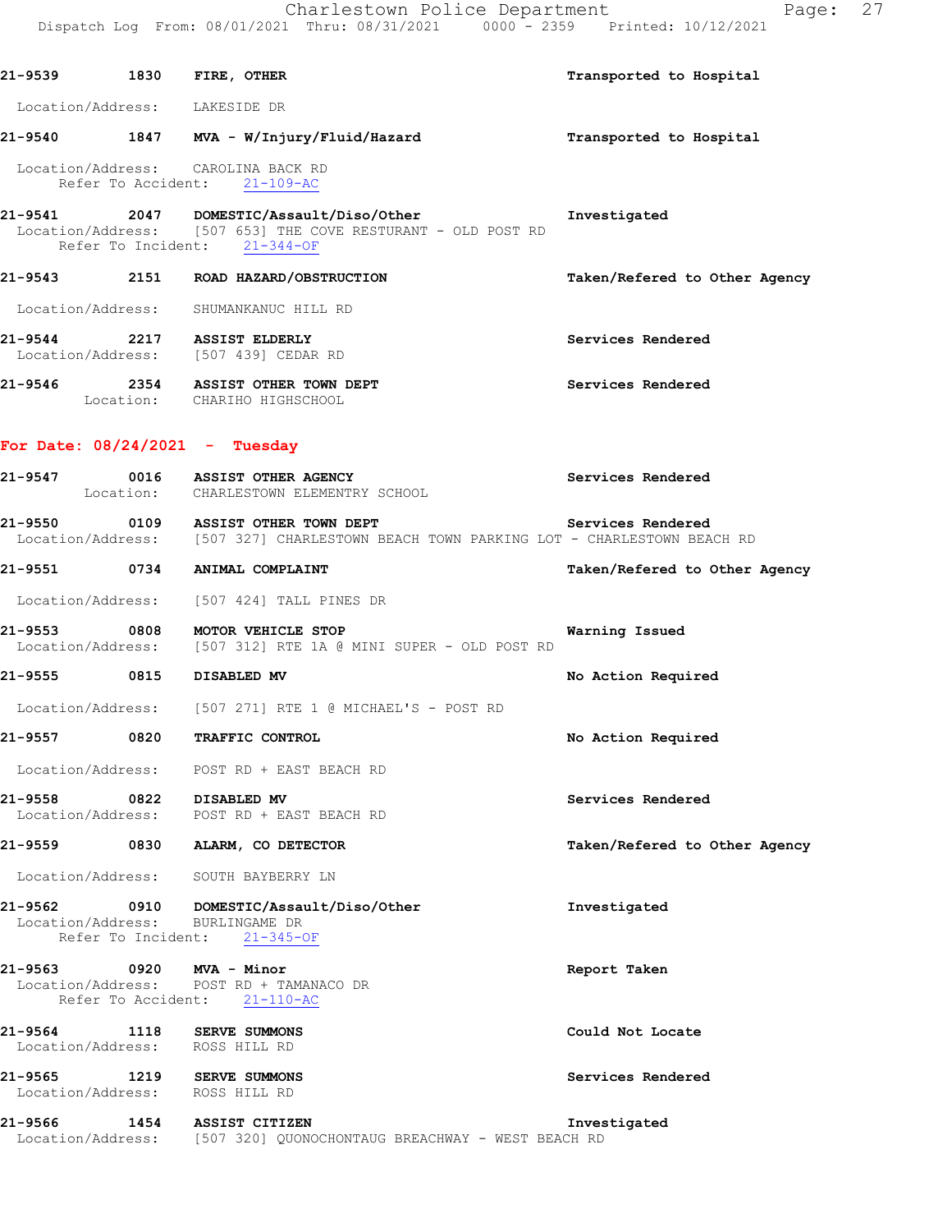**21-9539** **1830** **FIRE, OTHER** **Transported to Hospital**

Location/Address: LAKESIDE DR

**21-9540** **1847** **MVA - W/Injury/Fluid/Hazard** **Transported to Hospital**

Location/Address: CAROLINA BACK RD
Refer To Accident: 21-109-AC

**21-9541** **2047** **DOMESTIC/Assault/Diso/Other** **Investigated**

Location/Address: [507 653] THE COVE RESTURANT - OLD POST RD
Refer To Incident: 21-344-OF

**21-9543** **2151** **ROAD HAZARD/OBSTRUCTION** **Taken/Refered to Other Agency**

Location/Address: SHUMANKANUC HILL RD

**21-9544** **2217** **ASSIST ELDERLY** **Services Rendered**

Location/Address: [507 439] CEDAR RD

**21-9546** **2354** **ASSIST OTHER TOWN DEPT** **Services Rendered**

Location: CHARIHO HIGHSCHOOL

## For Date: 08/24/2021 - Tuesday

**21-9547** **0016** **ASSIST OTHER AGENCY** **Services Rendered**

Location: CHARLESTOWN ELEMENTRY SCHOOL

**21-9550** **0109** **ASSIST OTHER TOWN DEPT** **Services Rendered**

Location/Address: [507 327] CHARLESTOWN BEACH TOWN PARKING LOT - CHARLESTOWN BEACH RD

**21-9551** **0734** **ANIMAL COMPLAINT** **Taken/Refered to Other Agency**

Location/Address: [507 424] TALL PINES DR

**21-9553** **0808** **MOTOR VEHICLE STOP** **Warning Issued**

Location/Address: [507 312] RTE 1A @ MINI SUPER - OLD POST RD

**21-9555** **0815** **DISABLED MV** **No Action Required**

Location/Address: [507 271] RTE 1 @ MICHAEL'S - POST RD

**21-9557** **0820** **TRAFFIC CONTROL** **No Action Required**

Location/Address: POST RD + EAST BEACH RD

**21-9558** **0822** **DISABLED MV** **Services Rendered**

Location/Address: POST RD + EAST BEACH RD

**21-9559** **0830** **ALARM, CO DETECTOR** **Taken/Refered to Other Agency**

Location/Address: SOUTH BAYBERRY LN

**21-9562** **0910** **DOMESTIC/Assault/Diso/Other** **Investigated**

Location/Address: BURLINGAME DR
Refer To Incident: 21-345-OF

**21-9563** **0920** **MVA - Minor** **Report Taken**

Location/Address: POST RD + TAMANACO DR
Refer To Accident: 21-110-AC

**21-9564** **1118** **SERVE SUMMONS** **Could Not Locate**

Location/Address: ROSS HILL RD

**21-9565** **1219** **SERVE SUMMONS** **Services Rendered**

Location/Address: ROSS HILL RD

**21-9566** **1454** **ASSIST CITIZEN** **Investigated**

Location/Address: [507 320] QUONOCHONTAUG BREACHWAY - WEST BEACH RD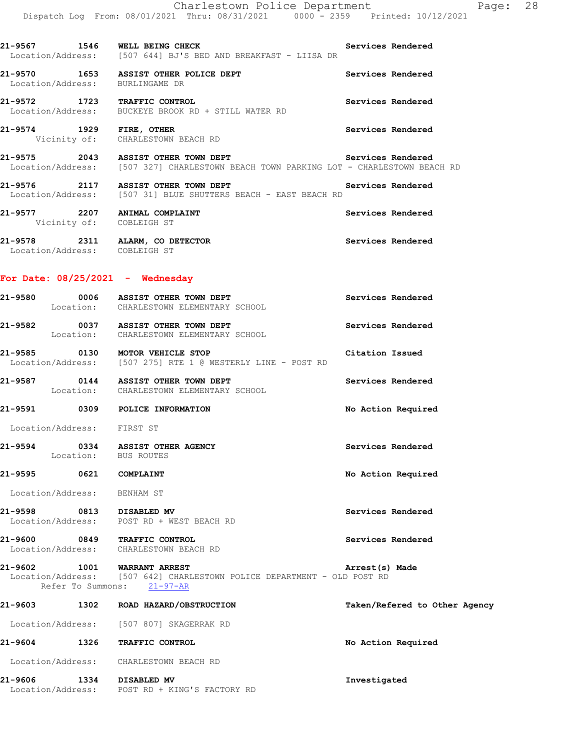21-9567 1546 **WELL BEING CHECK** Services Rendered
Location/Address: [507 644] BJ'S BED AND BREAKFAST - LIISA DR

21-9570 1653 **ASSIST OTHER POLICE DEPT** Services Rendered
Location/Address: BURLINGAME DR

21-9572 1723 **TRAFFIC CONTROL** Services Rendered
Location/Address: BUCKEYE BROOK RD + STILL WATER RD

21-9574 1929 **FIRE, OTHER** Services Rendered
Vicinity of: CHARLESTOWN BEACH RD

21-9575 2043 **ASSIST OTHER TOWN DEPT** Services Rendered
Location/Address: [507 327] CHARLESTOWN BEACH TOWN PARKING LOT - CHARLESTOWN BEACH RD

21-9576 2117 **ASSIST OTHER TOWN DEPT** Services Rendered
Location/Address: [507 31] BLUE SHUTTERS BEACH - EAST BEACH RD

21-9577 2207 **ANIMAL COMPLAINT** Services Rendered
Vicinity of: COBLEIGH ST

21-9578 2311 **ALARM, CO DETECTOR** Services Rendered
Location/Address: COBLEIGH ST

## For Date: 08/25/2021 - Wednesday

21-9580 0006 **ASSIST OTHER TOWN DEPT** Services Rendered
Location: CHARLESTOWN ELEMENTARY SCHOOL

21-9582 0037 **ASSIST OTHER TOWN DEPT** Services Rendered
Location: CHARLESTOWN ELEMENTARY SCHOOL

21-9585 0130 **MOTOR VEHICLE STOP** Citation Issued
Location/Address: [507 275] RTE 1 @ WESTERLY LINE - POST RD

21-9587 0144 **ASSIST OTHER TOWN DEPT** Services Rendered
Location: CHARLESTOWN ELEMENTARY SCHOOL

21-9591 0309 **POLICE INFORMATION** No Action Required
Location/Address: FIRST ST

21-9594 0334 **ASSIST OTHER AGENCY** Services Rendered
Location: BUS ROUTES

21-9595 0621 **COMPLAINT** No Action Required
Location/Address: BENHAM ST

21-9598 0813 **DISABLED MV** Services Rendered
Location/Address: POST RD + WEST BEACH RD

21-9600 0849 **TRAFFIC CONTROL** Services Rendered
Location/Address: CHARLESTOWN BEACH RD

21-9602 1001 **WARRANT ARREST** Arrest(s) Made
Location/Address: [507 642] CHARLESTOWN POLICE DEPARTMENT - OLD POST RD
Refer To Summons: 21-97-AR

21-9603 1302 **ROAD HAZARD/OBSTRUCTION** Taken/Refered to Other Agency
Location/Address: [507 807] SKAGERRAK RD

21-9604 1326 **TRAFFIC CONTROL** No Action Required
Location/Address: CHARLESTOWN BEACH RD

21-9606 1334 **DISABLED MV** Investigated
Location/Address: POST RD + KING'S FACTORY RD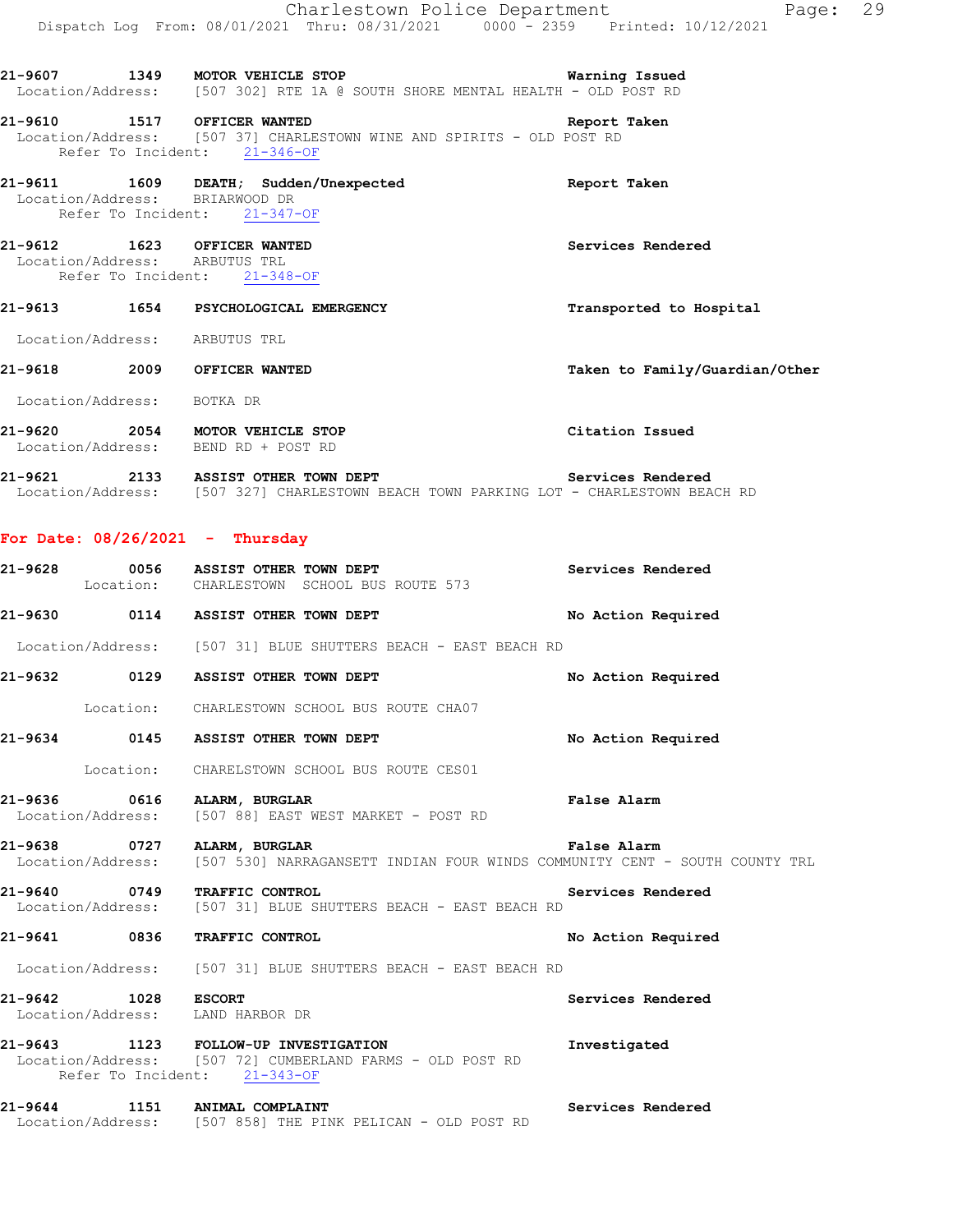**21-9607** 1349 **MOTOR VEHICLE STOP** **Warning Issued**
Location/Address: [507 302] RTE 1A @ SOUTH SHORE MENTAL HEALTH - OLD POST RD

**21-9610** 1517 **OFFICER WANTED** **Report Taken**
Location/Address: [507 37] CHARLESTOWN WINE AND SPIRITS - OLD POST RD
Refer To Incident: 21-346-OF

**21-9611** 1609 **DEATH; Sudden/Unexpected** **Report Taken**
Location/Address: BRIARWOOD DR
Refer To Incident: 21-347-OF

**21-9612** 1623 **OFFICER WANTED** **Services Rendered**
Location/Address: ARBUTUS TRL
Refer To Incident: 21-348-OF

**21-9613** 1654 **PSYCHOLOGICAL EMERGENCY** **Transported to Hospital**
Location/Address: ARBUTUS TRL

**21-9618** 2009 **OFFICER WANTED** **Taken to Family/Guardian/Other**
Location/Address: BOTKA DR

**21-9620** 2054 **MOTOR VEHICLE STOP** **Citation Issued**
Location/Address: BEND RD + POST RD

**21-9621** 2133 **ASSIST OTHER TOWN DEPT** **Services Rendered**
Location/Address: [507 327] CHARLESTOWN BEACH TOWN PARKING LOT - CHARLESTOWN BEACH RD

## For Date: 08/26/2021 - Thursday

**21-9628** 0056 **ASSIST OTHER TOWN DEPT** **Services Rendered**
Location: CHARLESTOWN SCHOOL BUS ROUTE 573

**21-9630** 0114 **ASSIST OTHER TOWN DEPT** **No Action Required**
Location/Address: [507 31] BLUE SHUTTERS BEACH - EAST BEACH RD

**21-9632** 0129 **ASSIST OTHER TOWN DEPT** **No Action Required**
Location: CHARLESTOWN SCHOOL BUS ROUTE CHA07

**21-9634** 0145 **ASSIST OTHER TOWN DEPT** **No Action Required**
Location: CHARELSTOWN SCHOOL BUS ROUTE CES01

**21-9636** 0616 **ALARM, BURGLAR** **False Alarm**
Location/Address: [507 88] EAST WEST MARKET - POST RD

**21-9638** 0727 **ALARM, BURGLAR** **False Alarm**
Location/Address: [507 530] NARRAGANSETT INDIAN FOUR WINDS COMMUNITY CENT - SOUTH COUNTY TRL

**21-9640** 0749 **TRAFFIC CONTROL** **Services Rendered**
Location/Address: [507 31] BLUE SHUTTERS BEACH - EAST BEACH RD

**21-9641** 0836 **TRAFFIC CONTROL** **No Action Required**
Location/Address: [507 31] BLUE SHUTTERS BEACH - EAST BEACH RD

**21-9642** 1028 **ESCORT** **Services Rendered**
Location/Address: LAND HARBOR DR

**21-9643** 1123 **FOLLOW-UP INVESTIGATION** **Investigated**
Location/Address: [507 72] CUMBERLAND FARMS - OLD POST RD
Refer To Incident: 21-343-OF

**21-9644** 1151 **ANIMAL COMPLAINT** **Services Rendered**
Location/Address: [507 858] THE PINK PELICAN - OLD POST RD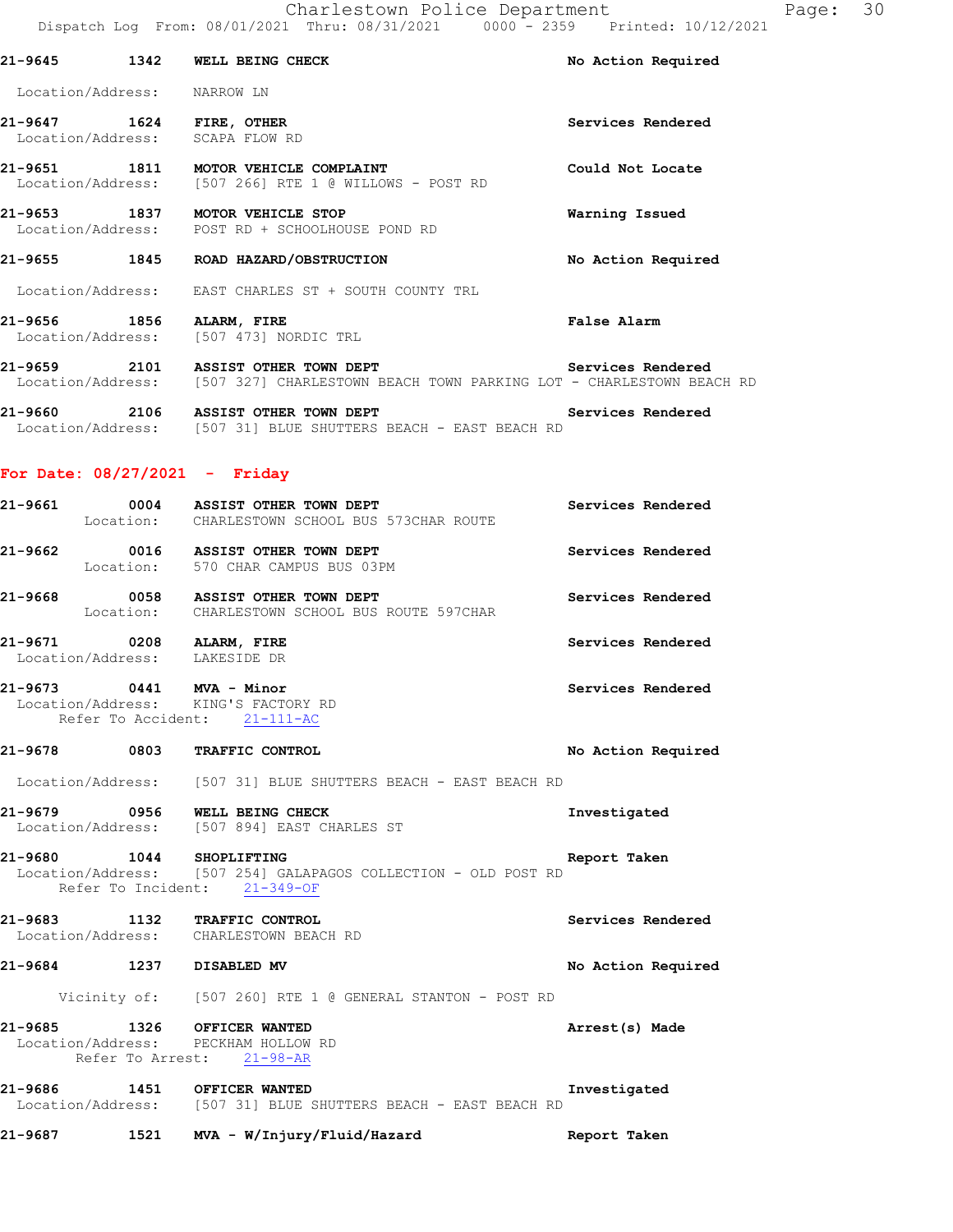21-9645 1342 WELL BEING CHECK No Action Required

Location/Address: NARROW LN

21-9647 1624 FIRE, OTHER Services Rendered
Location/Address: SCAPA FLOW RD

21-9651 1811 MOTOR VEHICLE COMPLAINT Could Not Locate
Location/Address: [507 266] RTE 1 @ WILLOWS - POST RD

21-9653 1837 MOTOR VEHICLE STOP Warning Issued
Location/Address: POST RD + SCHOOLHOUSE POND RD

21-9655 1845 ROAD HAZARD/OBSTRUCTION No Action Required

Location/Address: EAST CHARLES ST + SOUTH COUNTY TRL

21-9656 1856 ALARM, FIRE False Alarm
Location/Address: [507 473] NORDIC TRL

21-9659 2101 ASSIST OTHER TOWN DEPT Services Rendered
Location/Address: [507 327] CHARLESTOWN BEACH TOWN PARKING LOT - CHARLESTOWN BEACH RD

21-9660 2106 ASSIST OTHER TOWN DEPT Services Rendered
Location/Address: [507 31] BLUE SHUTTERS BEACH - EAST BEACH RD

## For Date: 08/27/2021 - Friday

21-9661 0004 ASSIST OTHER TOWN DEPT Services Rendered
Location: CHARLESTOWN SCHOOL BUS 573CHAR ROUTE

21-9662 0016 ASSIST OTHER TOWN DEPT Services Rendered
Location: 570 CHAR CAMPUS BUS 03PM

21-9668 0058 ASSIST OTHER TOWN DEPT Services Rendered
Location: CHARLESTOWN SCHOOL BUS ROUTE 597CHAR

21-9671 0208 ALARM, FIRE Services Rendered
Location/Address: LAKESIDE DR

21-9673 0441 MVA - Minor Services Rendered
Location/Address: KING'S FACTORY RD
Refer To Accident: 21-111-AC

21-9678 0803 TRAFFIC CONTROL No Action Required

Location/Address: [507 31] BLUE SHUTTERS BEACH - EAST BEACH RD

21-9679 0956 WELL BEING CHECK Investigated
Location/Address: [507 894] EAST CHARLES ST

21-9680 1044 SHOPLIFTING Report Taken
Location/Address: [507 254] GALAPAGOS COLLECTION - OLD POST RD
Refer To Incident: 21-349-OF

21-9683 1132 TRAFFIC CONTROL Services Rendered
Location/Address: CHARLESTOWN BEACH RD

21-9684 1237 DISABLED MV No Action Required

Vicinity of: [507 260] RTE 1 @ GENERAL STANTON - POST RD

21-9685 1326 OFFICER WANTED Arrest(s) Made
Location/Address: PECKHAM HOLLOW RD
Refer To Arrest: 21-98-AR

21-9686 1451 OFFICER WANTED Investigated
Location/Address: [507 31] BLUE SHUTTERS BEACH - EAST BEACH RD

21-9687 1521 MVA - W/Injury/Fluid/Hazard Report Taken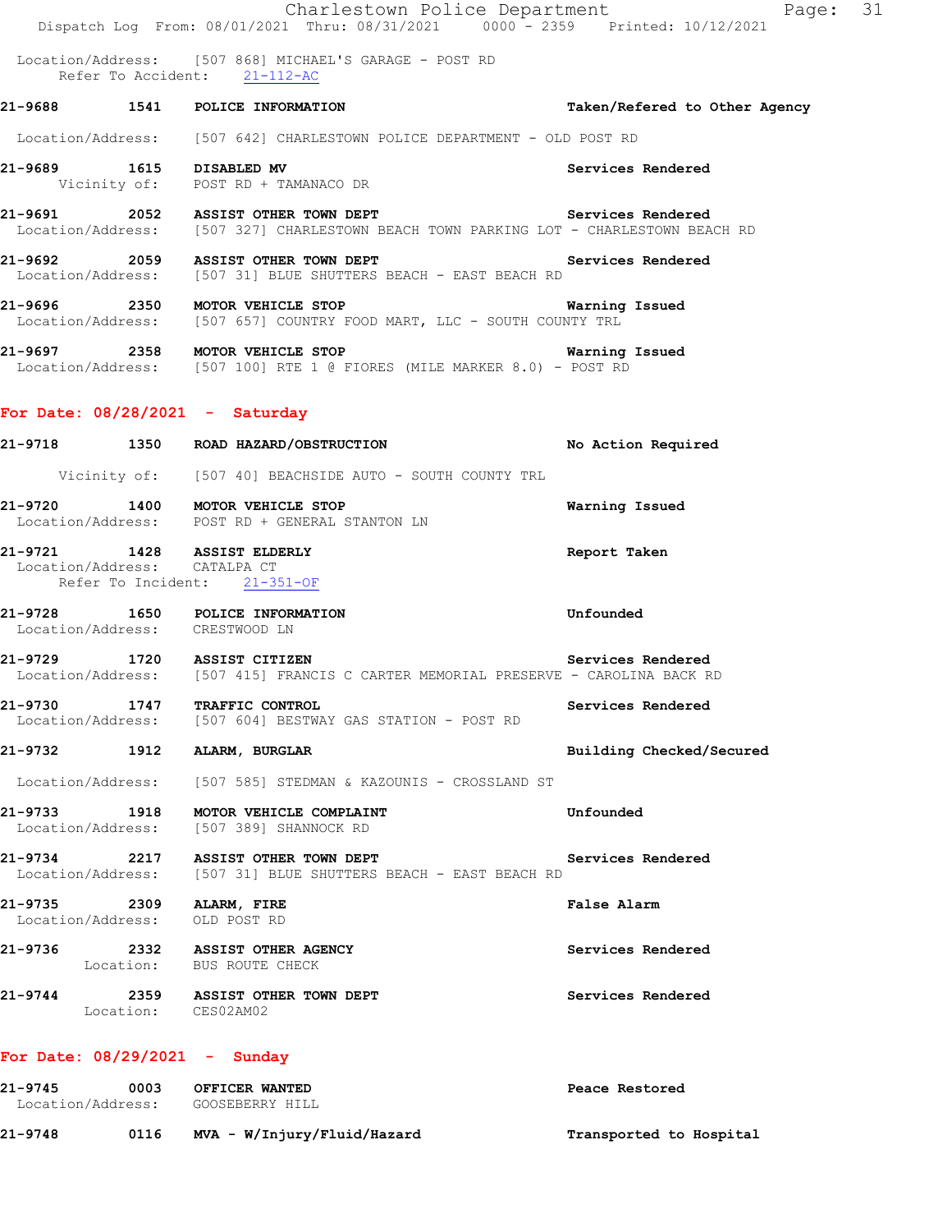Location/Address: [507 868] MICHAEL'S GARAGE - POST RD
Refer To Accident: 21-112-AC

**21-9688 1541 POLICE INFORMATION** — Taken/Refered to Other Agency
Location/Address: [507 642] CHARLESTOWN POLICE DEPARTMENT - OLD POST RD

**21-9689 1615 DISABLED MV** — Services Rendered
Vicinity of: POST RD + TAMANACO DR

**21-9691 2052 ASSIST OTHER TOWN DEPT** — Services Rendered
Location/Address: [507 327] CHARLESTOWN BEACH TOWN PARKING LOT - CHARLESTOWN BEACH RD

**21-9692 2059 ASSIST OTHER TOWN DEPT** — Services Rendered
Location/Address: [507 31] BLUE SHUTTERS BEACH - EAST BEACH RD

**21-9696 2350 MOTOR VEHICLE STOP** — Warning Issued
Location/Address: [507 657] COUNTRY FOOD MART, LLC - SOUTH COUNTY TRL

**21-9697 2358 MOTOR VEHICLE STOP** — Warning Issued
Location/Address: [507 100] RTE 1 @ FIORES (MILE MARKER 8.0) - POST RD

## For Date: 08/28/2021 - Saturday

**21-9718 1350 ROAD HAZARD/OBSTRUCTION** — No Action Required
Vicinity of: [507 40] BEACHSIDE AUTO - SOUTH COUNTY TRL

**21-9720 1400 MOTOR VEHICLE STOP** — Warning Issued
Location/Address: POST RD + GENERAL STANTON LN

**21-9721 1428 ASSIST ELDERLY** — Report Taken
Location/Address: CATALPA CT
Refer To Incident: 21-351-OF

**21-9728 1650 POLICE INFORMATION** — Unfounded
Location/Address: CRESTWOOD LN

**21-9729 1720 ASSIST CITIZEN** — Services Rendered
Location/Address: [507 415] FRANCIS C CARTER MEMORIAL PRESERVE - CAROLINA BACK RD

**21-9730 1747 TRAFFIC CONTROL** — Services Rendered
Location/Address: [507 604] BESTWAY GAS STATION - POST RD

**21-9732 1912 ALARM, BURGLAR** — Building Checked/Secured
Location/Address: [507 585] STEDMAN & KAZOUNIS - CROSSLAND ST

**21-9733 1918 MOTOR VEHICLE COMPLAINT** — Unfounded
Location/Address: [507 389] SHANNOCK RD

**21-9734 2217 ASSIST OTHER TOWN DEPT** — Services Rendered
Location/Address: [507 31] BLUE SHUTTERS BEACH - EAST BEACH RD

**21-9735 2309 ALARM, FIRE** — False Alarm
Location/Address: OLD POST RD

**21-9736 2332 ASSIST OTHER AGENCY** — Services Rendered
Location: BUS ROUTE CHECK

**21-9744 2359 ASSIST OTHER TOWN DEPT** — Services Rendered
Location: CES02AM02

## For Date: 08/29/2021 - Sunday

**21-9745 0003 OFFICER WANTED** — Peace Restored
Location/Address: GOOSEBERRY HILL

**21-9748 0116 MVA - W/Injury/Fluid/Hazard** — Transported to Hospital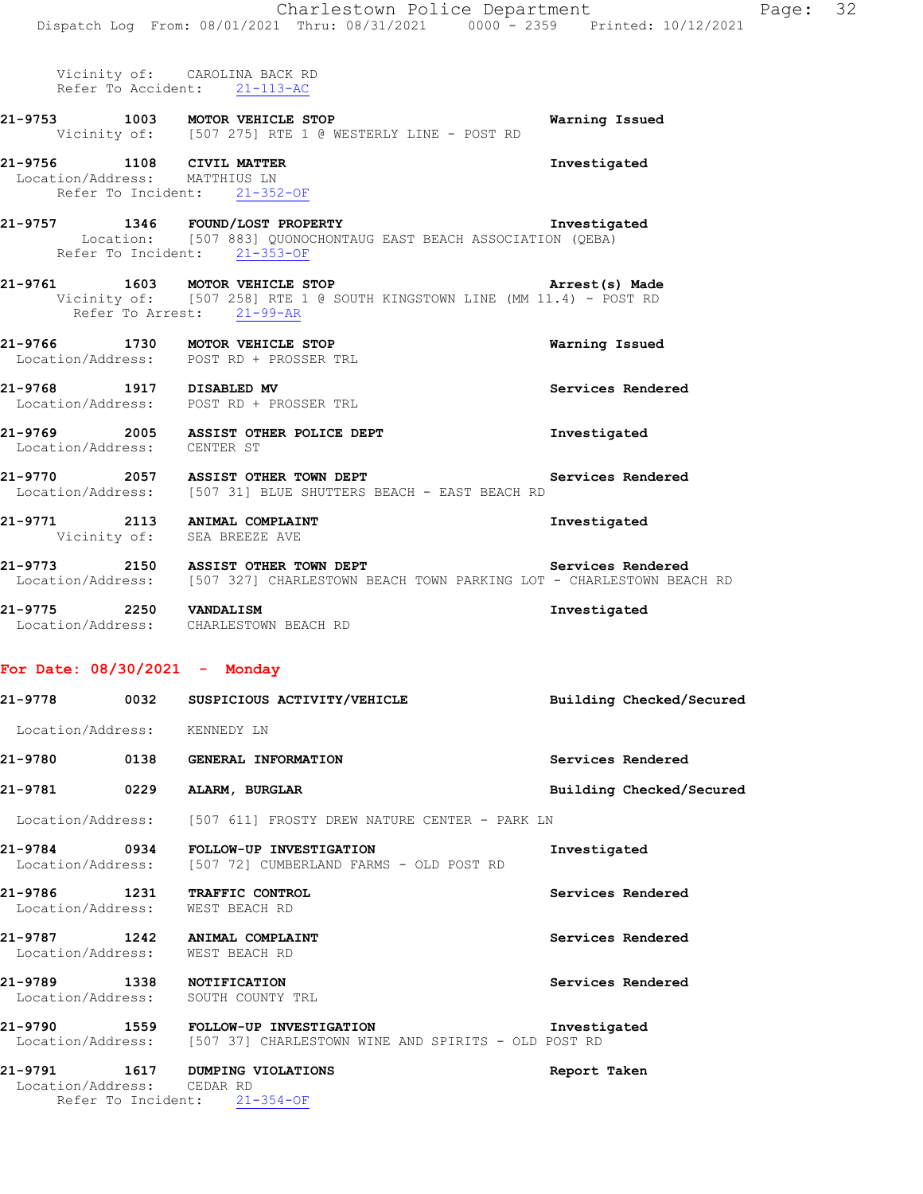Vicinity of: CAROLINA BACK RD
Refer To Accident: 21-113-AC

**21-9753 1003 MOTOR VEHICLE STOP** **Warning Issued**
Vicinity of: [507 275] RTE 1 @ WESTERLY LINE - POST RD

**21-9756 1108 CIVIL MATTER** **Investigated**
Location/Address: MATTHIUS LN
Refer To Incident: 21-352-OF

**21-9757 1346 FOUND/LOST PROPERTY** **Investigated**
Location: [507 883] QUONOCHONTAUG EAST BEACH ASSOCIATION (QEBA)
Refer To Incident: 21-353-OF

**21-9761 1603 MOTOR VEHICLE STOP** **Arrest(s) Made**
Vicinity of: [507 258] RTE 1 @ SOUTH KINGSTOWN LINE (MM 11.4) - POST RD
Refer To Arrest: 21-99-AR

**21-9766 1730 MOTOR VEHICLE STOP** **Warning Issued**
Location/Address: POST RD + PROSSER TRL

**21-9768 1917 DISABLED MV** **Services Rendered**
Location/Address: POST RD + PROSSER TRL

**21-9769 2005 ASSIST OTHER POLICE DEPT** **Investigated**
Location/Address: CENTER ST

**21-9770 2057 ASSIST OTHER TOWN DEPT** **Services Rendered**
Location/Address: [507 31] BLUE SHUTTERS BEACH - EAST BEACH RD

**21-9771 2113 ANIMAL COMPLAINT** **Investigated**
Vicinity of: SEA BREEZE AVE

**21-9773 2150 ASSIST OTHER TOWN DEPT** **Services Rendered**
Location/Address: [507 327] CHARLESTOWN BEACH TOWN PARKING LOT - CHARLESTOWN BEACH RD

**21-9775 2250 VANDALISM** **Investigated**
Location/Address: CHARLESTOWN BEACH RD

## For Date: 08/30/2021 - Monday

**21-9778 0032 SUSPICIOUS ACTIVITY/VEHICLE** **Building Checked/Secured**
Location/Address: KENNEDY LN

**21-9780 0138 GENERAL INFORMATION** **Services Rendered**

**21-9781 0229 ALARM, BURGLAR** **Building Checked/Secured**
Location/Address: [507 611] FROSTY DREW NATURE CENTER - PARK LN

**21-9784 0934 FOLLOW-UP INVESTIGATION** **Investigated**
Location/Address: [507 72] CUMBERLAND FARMS - OLD POST RD

**21-9786 1231 TRAFFIC CONTROL** **Services Rendered**
Location/Address: WEST BEACH RD

**21-9787 1242 ANIMAL COMPLAINT** **Services Rendered**
Location/Address: WEST BEACH RD

**21-9789 1338 NOTIFICATION** **Services Rendered**
Location/Address: SOUTH COUNTY TRL

**21-9790 1559 FOLLOW-UP INVESTIGATION** **Investigated**
Location/Address: [507 37] CHARLESTOWN WINE AND SPIRITS - OLD POST RD

**21-9791 1617 DUMPING VIOLATIONS** **Report Taken**
Location/Address: CEDAR RD
Refer To Incident: 21-354-OF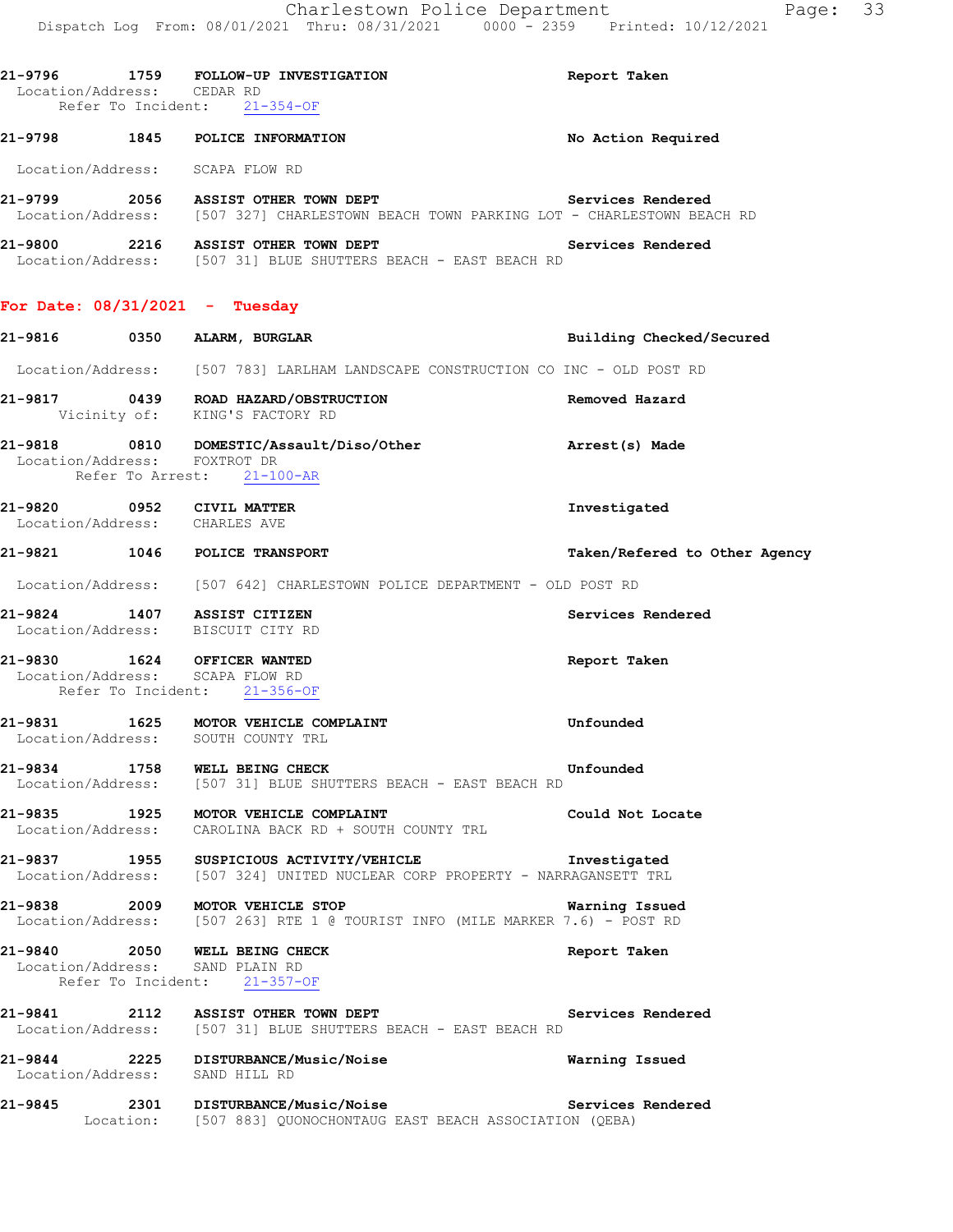**21-9796 1759 FOLLOW-UP INVESTIGATION** — **Report Taken**
Location/Address: CEDAR RD
Refer To Incident: 21-354-OF

**21-9798 1845 POLICE INFORMATION** — **No Action Required**
Location/Address: SCAPA FLOW RD

**21-9799 2056 ASSIST OTHER TOWN DEPT** — **Services Rendered**
Location/Address: [507 327] CHARLESTOWN BEACH TOWN PARKING LOT - CHARLESTOWN BEACH RD

**21-9800 2216 ASSIST OTHER TOWN DEPT** — **Services Rendered**
Location/Address: [507 31] BLUE SHUTTERS BEACH - EAST BEACH RD

## For Date: 08/31/2021 - Tuesday

**21-9816 0350 ALARM, BURGLAR** — **Building Checked/Secured**
Location/Address: [507 783] LARLHAM LANDSCAPE CONSTRUCTION CO INC - OLD POST RD

**21-9817 0439 ROAD HAZARD/OBSTRUCTION** — **Removed Hazard**
Vicinity of: KING'S FACTORY RD

**21-9818 0810 DOMESTIC/Assault/Diso/Other** — **Arrest(s) Made**
Location/Address: FOXTROT DR
Refer To Arrest: 21-100-AR

**21-9820 0952 CIVIL MATTER** — **Investigated**
Location/Address: CHARLES AVE

**21-9821 1046 POLICE TRANSPORT** — **Taken/Refered to Other Agency**
Location/Address: [507 642] CHARLESTOWN POLICE DEPARTMENT - OLD POST RD

**21-9824 1407 ASSIST CITIZEN** — **Services Rendered**
Location/Address: BISCUIT CITY RD

**21-9830 1624 OFFICER WANTED** — **Report Taken**
Location/Address: SCAPA FLOW RD
Refer To Incident: 21-356-OF

**21-9831 1625 MOTOR VEHICLE COMPLAINT** — **Unfounded**
Location/Address: SOUTH COUNTY TRL

**21-9834 1758 WELL BEING CHECK** — **Unfounded**
Location/Address: [507 31] BLUE SHUTTERS BEACH - EAST BEACH RD

**21-9835 1925 MOTOR VEHICLE COMPLAINT** — **Could Not Locate**
Location/Address: CAROLINA BACK RD + SOUTH COUNTY TRL

**21-9837 1955 SUSPICIOUS ACTIVITY/VEHICLE** — **Investigated**
Location/Address: [507 324] UNITED NUCLEAR CORP PROPERTY - NARRAGANSETT TRL

**21-9838 2009 MOTOR VEHICLE STOP** — **Warning Issued**
Location/Address: [507 263] RTE 1 @ TOURIST INFO (MILE MARKER 7.6) - POST RD

**21-9840 2050 WELL BEING CHECK** — **Report Taken**
Location/Address: SAND PLAIN RD
Refer To Incident: 21-357-OF

**21-9841 2112 ASSIST OTHER TOWN DEPT** — **Services Rendered**
Location/Address: [507 31] BLUE SHUTTERS BEACH - EAST BEACH RD

**21-9844 2225 DISTURBANCE/Music/Noise** — **Warning Issued**
Location/Address: SAND HILL RD

**21-9845 2301 DISTURBANCE/Music/Noise** — **Services Rendered**
Location: [507 883] QUONOCHONTAUG EAST BEACH ASSOCIATION (QEBA)